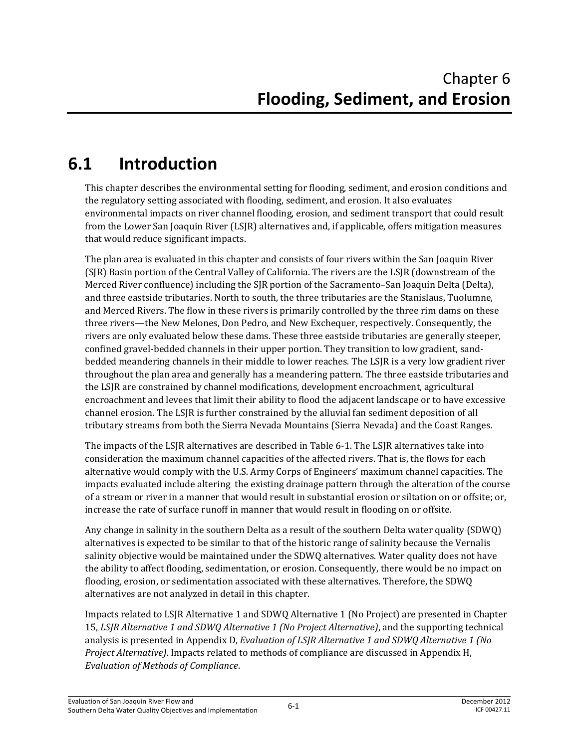# Chapter 6
# **Flooding, Sediment, and Erosion**

## 6.1 Introduction

This chapter describes the environmental setting for flooding, sediment, and erosion conditions and the regulatory setting associated with flooding, sediment, and erosion. It also evaluates environmental impacts on river channel flooding, erosion, and sediment transport that could result from the Lower San Joaquin River (LSJR) alternatives and, if applicable, offers mitigation measures that would reduce significant impacts.

The plan area is evaluated in this chapter and consists of four rivers within the San Joaquin River (SJR) Basin portion of the Central Valley of California. The rivers are the LSJR (downstream of the Merced River confluence) including the SJR portion of the Sacramento–San Joaquin Delta (Delta), and three eastside tributaries. North to south, the three tributaries are the Stanislaus, Tuolumne, and Merced Rivers. The flow in these rivers is primarily controlled by the three rim dams on these three rivers—the New Melones, Don Pedro, and New Exchequer, respectively. Consequently, the rivers are only evaluated below these dams. These three eastside tributaries are generally steeper, confined gravel-bedded channels in their upper portion. They transition to low gradient, sand-bedded meandering channels in their middle to lower reaches. The LSJR is a very low gradient river throughout the plan area and generally has a meandering pattern. The three eastside tributaries and the LSJR are constrained by channel modifications, development encroachment, agricultural encroachment and levees that limit their ability to flood the adjacent landscape or to have excessive channel erosion. The LSJR is further constrained by the alluvial fan sediment deposition of all tributary streams from both the Sierra Nevada Mountains (Sierra Nevada) and the Coast Ranges.

The impacts of the LSJR alternatives are described in Table 6-1. The LSJR alternatives take into consideration the maximum channel capacities of the affected rivers. That is, the flows for each alternative would comply with the U.S. Army Corps of Engineers' maximum channel capacities. The impacts evaluated include altering the existing drainage pattern through the alteration of the course of a stream or river in a manner that would result in substantial erosion or siltation on or offsite; or, increase the rate of surface runoff in manner that would result in flooding on or offsite.

Any change in salinity in the southern Delta as a result of the southern Delta water quality (SDWQ) alternatives is expected to be similar to that of the historic range of salinity because the Vernalis salinity objective would be maintained under the SDWQ alternatives. Water quality does not have the ability to affect flooding, sedimentation, or erosion. Consequently, there would be no impact on flooding, erosion, or sedimentation associated with these alternatives. Therefore, the SDWQ alternatives are not analyzed in detail in this chapter.

Impacts related to LSJR Alternative 1 and SDWQ Alternative 1 (No Project) are presented in Chapter 15, *LSJR Alternative 1 and SDWQ Alternative 1 (No Project Alternative)*, and the supporting technical analysis is presented in Appendix D, *Evaluation of LSJR Alternative 1 and SDWQ Alternative 1 (No Project Alternative)*. Impacts related to methods of compliance are discussed in Appendix H, *Evaluation of Methods of Compliance*.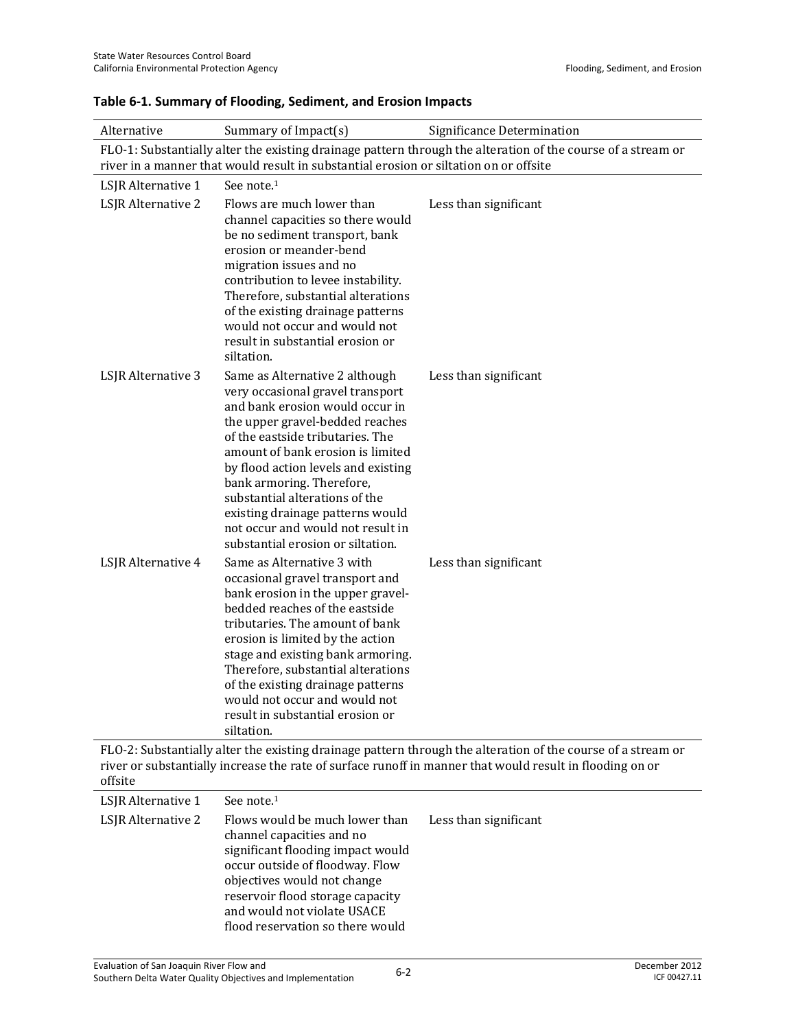**Table 6-1. Summary of Flooding, Sediment, and Erosion Impacts**

| Alternative | Summary of Impact(s) | Significance Determination |
|---|---|---|
| FLO-1: Substantially alter the existing drainage pattern through the alteration of the course of a stream or river in a manner that would result in substantial erosion or siltation on or offsite | | |
| LSJR Alternative 1 | See note.[1] | |
| LSJR Alternative 2 | Flows are much lower than channel capacities so there would be no sediment transport, bank erosion or meander-bend migration issues and no contribution to levee instability. Therefore, substantial alterations of the existing drainage patterns would not occur and would not result in substantial erosion or siltation. | Less than significant |
| LSJR Alternative 3 | Same as Alternative 2 although very occasional gravel transport and bank erosion would occur in the upper gravel-bedded reaches of the eastside tributaries. The amount of bank erosion is limited by flood action levels and existing bank armoring. Therefore, substantial alterations of the existing drainage patterns would not occur and would not result in substantial erosion or siltation. | Less than significant |
| LSJR Alternative 4 | Same as Alternative 3 with occasional gravel transport and bank erosion in the upper gravel-bedded reaches of the eastside tributaries. The amount of bank erosion is limited by the action stage and existing bank armoring. Therefore, substantial alterations of the existing drainage patterns would not occur and would not result in substantial erosion or siltation. | Less than significant |
| FLO-2: Substantially alter the existing drainage pattern through the alteration of the course of a stream or river or substantially increase the rate of surface runoff in manner that would result in flooding on or offsite | | |
| LSJR Alternative 1 | See note.[1] | |
| LSJR Alternative 2 | Flows would be much lower than channel capacities and no significant flooding impact would occur outside of floodway. Flow objectives would not change reservoir flood storage capacity and would not violate USACE flood reservation so there would | Less than significant |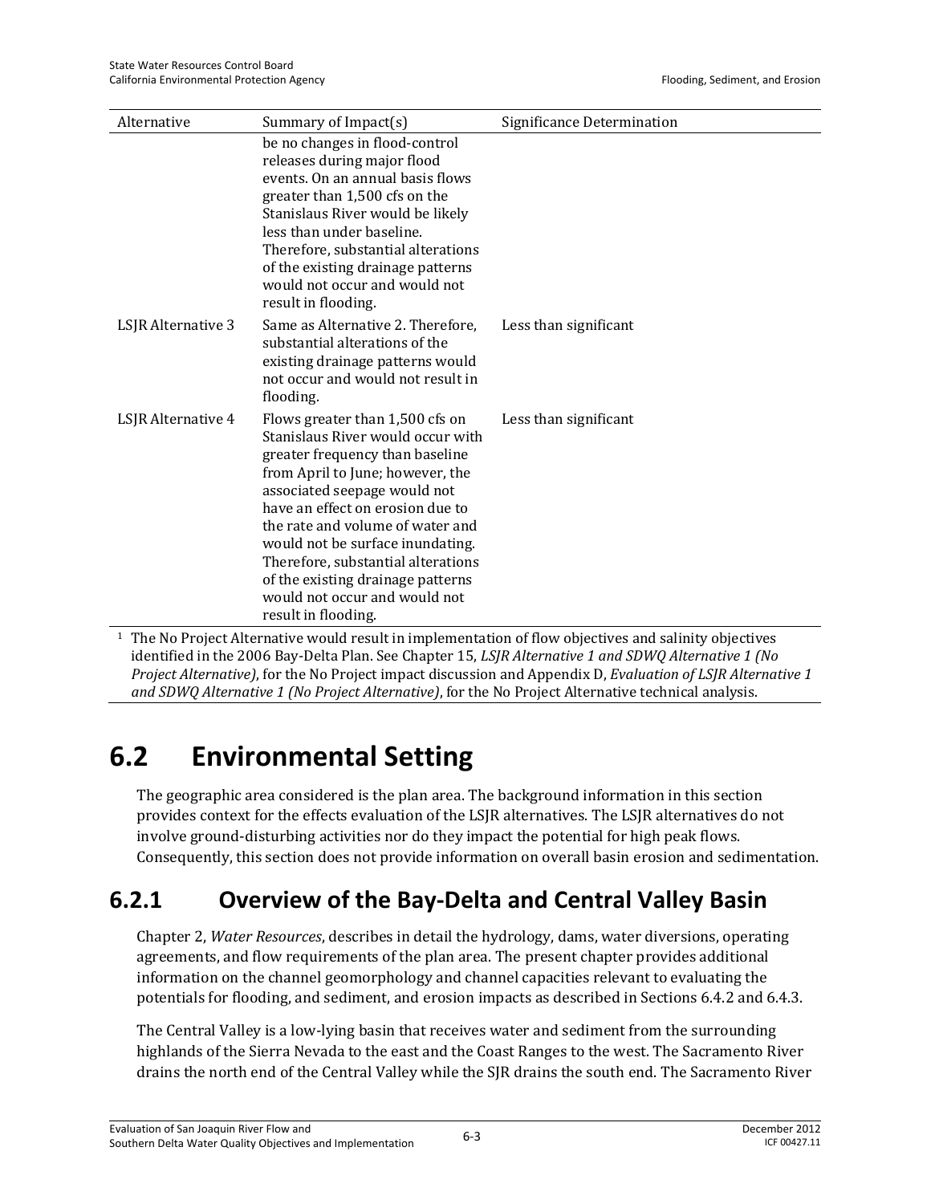| Alternative | Summary of Impact(s) | Significance Determination |
|---|---|---|
| | be no changes in flood-control releases during major flood events. On an annual basis flows greater than 1,500 cfs on the Stanislaus River would be likely less than under baseline. Therefore, substantial alterations of the existing drainage patterns would not occur and would not result in flooding. | |
| LSJR Alternative 3 | Same as Alternative 2. Therefore, substantial alterations of the existing drainage patterns would not occur and would not result in flooding. | Less than significant |
| LSJR Alternative 4 | Flows greater than 1,500 cfs on Stanislaus River would occur with greater frequency than baseline from April to June; however, the associated seepage would not have an effect on erosion due to the rate and volume of water and would not be surface inundating. Therefore, substantial alterations of the existing drainage patterns would not occur and would not result in flooding. | Less than significant |

[1] The No Project Alternative would result in implementation of flow objectives and salinity objectives identified in the 2006 Bay-Delta Plan. See Chapter 15, *LSJR Alternative 1 and SDWQ Alternative 1 (No Project Alternative)*, for the No Project impact discussion and Appendix D, *Evaluation of LSJR Alternative 1 and SDWQ Alternative 1 (No Project Alternative)*, for the No Project Alternative technical analysis.

# 6.2 Environmental Setting

The geographic area considered is the plan area. The background information in this section provides context for the effects evaluation of the LSJR alternatives. The LSJR alternatives do not involve ground-disturbing activities nor do they impact the potential for high peak flows. Consequently, this section does not provide information on overall basin erosion and sedimentation.

## 6.2.1 Overview of the Bay-Delta and Central Valley Basin

Chapter 2, *Water Resources*, describes in detail the hydrology, dams, water diversions, operating agreements, and flow requirements of the plan area. The present chapter provides additional information on the channel geomorphology and channel capacities relevant to evaluating the potentials for flooding, and sediment, and erosion impacts as described in Sections 6.4.2 and 6.4.3.

The Central Valley is a low-lying basin that receives water and sediment from the surrounding highlands of the Sierra Nevada to the east and the Coast Ranges to the west. The Sacramento River drains the north end of the Central Valley while the SJR drains the south end. The Sacramento River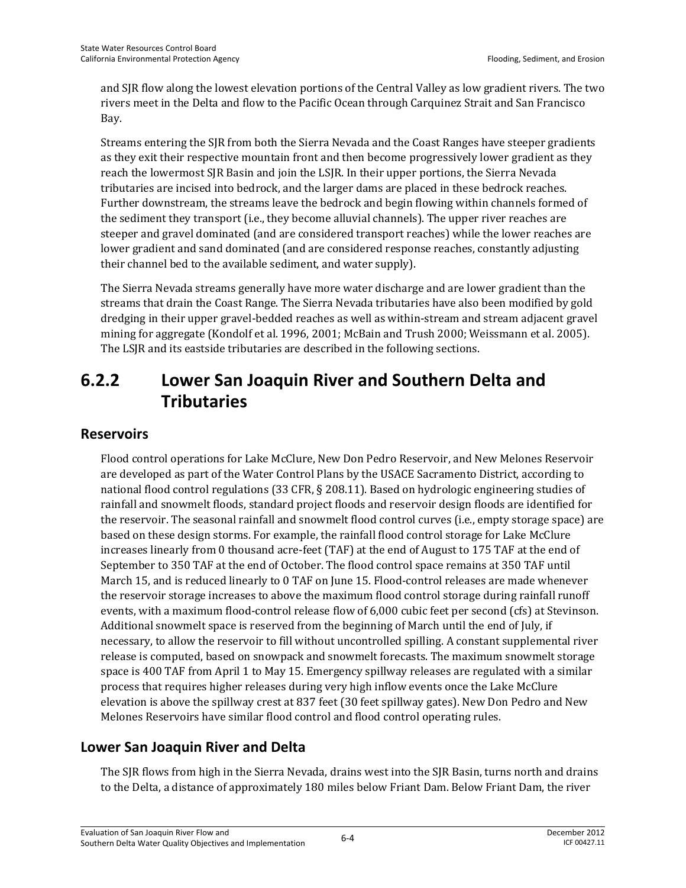and SJR flow along the lowest elevation portions of the Central Valley as low gradient rivers. The two rivers meet in the Delta and flow to the Pacific Ocean through Carquinez Strait and San Francisco Bay.

Streams entering the SJR from both the Sierra Nevada and the Coast Ranges have steeper gradients as they exit their respective mountain front and then become progressively lower gradient as they reach the lowermost SJR Basin and join the LSJR. In their upper portions, the Sierra Nevada tributaries are incised into bedrock, and the larger dams are placed in these bedrock reaches. Further downstream, the streams leave the bedrock and begin flowing within channels formed of the sediment they transport (i.e., they become alluvial channels). The upper river reaches are steeper and gravel dominated (and are considered transport reaches) while the lower reaches are lower gradient and sand dominated (and are considered response reaches, constantly adjusting their channel bed to the available sediment, and water supply).

The Sierra Nevada streams generally have more water discharge and are lower gradient than the streams that drain the Coast Range. The Sierra Nevada tributaries have also been modified by gold dredging in their upper gravel-bedded reaches as well as within-stream and stream adjacent gravel mining for aggregate (Kondolf et al. 1996, 2001; McBain and Trush 2000; Weissmann et al. 2005). The LSJR and its eastside tributaries are described in the following sections.

## 6.2.2 Lower San Joaquin River and Southern Delta and Tributaries

### Reservoirs

Flood control operations for Lake McClure, New Don Pedro Reservoir, and New Melones Reservoir are developed as part of the Water Control Plans by the USACE Sacramento District, according to national flood control regulations (33 CFR, § 208.11). Based on hydrologic engineering studies of rainfall and snowmelt floods, standard project floods and reservoir design floods are identified for the reservoir. The seasonal rainfall and snowmelt flood control curves (i.e., empty storage space) are based on these design storms. For example, the rainfall flood control storage for Lake McClure increases linearly from 0 thousand acre-feet (TAF) at the end of August to 175 TAF at the end of September to 350 TAF at the end of October. The flood control space remains at 350 TAF until March 15, and is reduced linearly to 0 TAF on June 15. Flood-control releases are made whenever the reservoir storage increases to above the maximum flood control storage during rainfall runoff events, with a maximum flood-control release flow of 6,000 cubic feet per second (cfs) at Stevinson. Additional snowmelt space is reserved from the beginning of March until the end of July, if necessary, to allow the reservoir to fill without uncontrolled spilling. A constant supplemental river release is computed, based on snowpack and snowmelt forecasts. The maximum snowmelt storage space is 400 TAF from April 1 to May 15. Emergency spillway releases are regulated with a similar process that requires higher releases during very high inflow events once the Lake McClure elevation is above the spillway crest at 837 feet (30 feet spillway gates). New Don Pedro and New Melones Reservoirs have similar flood control and flood control operating rules.

### Lower San Joaquin River and Delta

The SJR flows from high in the Sierra Nevada, drains west into the SJR Basin, turns north and drains to the Delta, a distance of approximately 180 miles below Friant Dam. Below Friant Dam, the river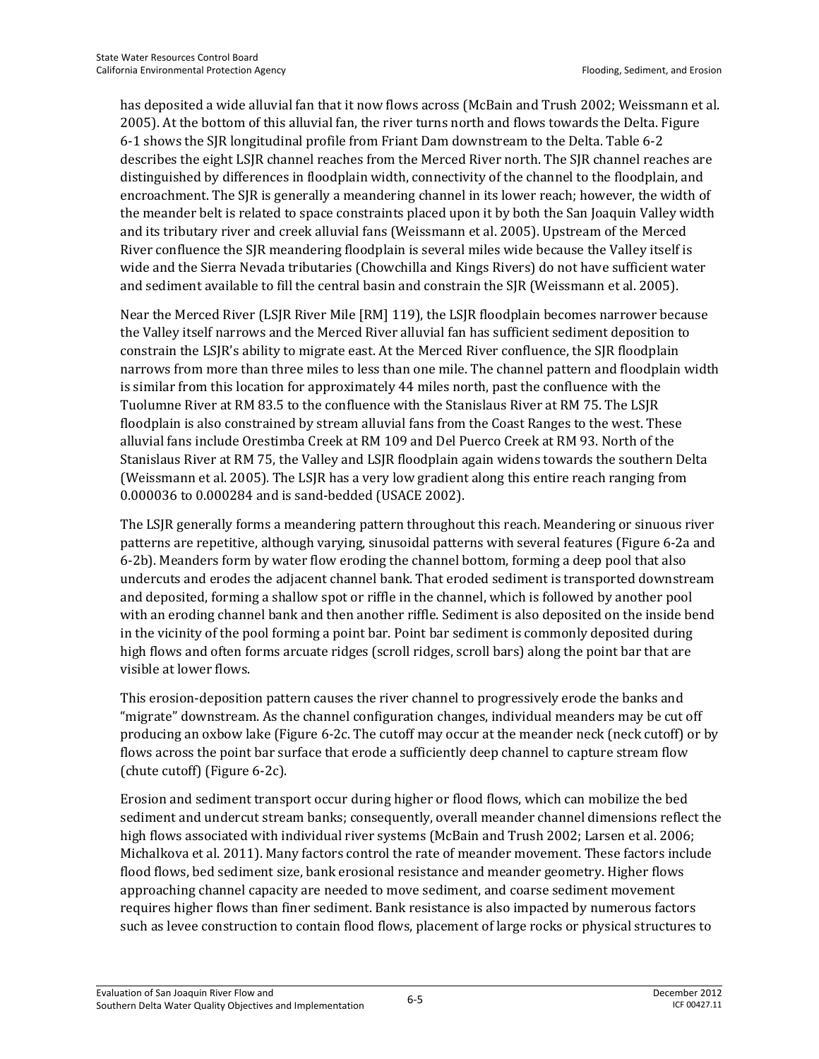has deposited a wide alluvial fan that it now flows across (McBain and Trush 2002; Weissmann et al. 2005). At the bottom of this alluvial fan, the river turns north and flows towards the Delta. Figure 6-1 shows the SJR longitudinal profile from Friant Dam downstream to the Delta. Table 6-2 describes the eight LSJR channel reaches from the Merced River north. The SJR channel reaches are distinguished by differences in floodplain width, connectivity of the channel to the floodplain, and encroachment. The SJR is generally a meandering channel in its lower reach; however, the width of the meander belt is related to space constraints placed upon it by both the San Joaquin Valley width and its tributary river and creek alluvial fans (Weissmann et al. 2005). Upstream of the Merced River confluence the SJR meandering floodplain is several miles wide because the Valley itself is wide and the Sierra Nevada tributaries (Chowchilla and Kings Rivers) do not have sufficient water and sediment available to fill the central basin and constrain the SJR (Weissmann et al. 2005).

Near the Merced River (LSJR River Mile [RM] 119), the LSJR floodplain becomes narrower because the Valley itself narrows and the Merced River alluvial fan has sufficient sediment deposition to constrain the LSJR's ability to migrate east. At the Merced River confluence, the SJR floodplain narrows from more than three miles to less than one mile. The channel pattern and floodplain width is similar from this location for approximately 44 miles north, past the confluence with the Tuolumne River at RM 83.5 to the confluence with the Stanislaus River at RM 75. The LSJR floodplain is also constrained by stream alluvial fans from the Coast Ranges to the west. These alluvial fans include Orestimba Creek at RM 109 and Del Puerco Creek at RM 93. North of the Stanislaus River at RM 75, the Valley and LSJR floodplain again widens towards the southern Delta (Weissmann et al. 2005). The LSJR has a very low gradient along this entire reach ranging from 0.000036 to 0.000284 and is sand-bedded (USACE 2002).

The LSJR generally forms a meandering pattern throughout this reach. Meandering or sinuous river patterns are repetitive, although varying, sinusoidal patterns with several features (Figure 6-2a and 6-2b). Meanders form by water flow eroding the channel bottom, forming a deep pool that also undercuts and erodes the adjacent channel bank. That eroded sediment is transported downstream and deposited, forming a shallow spot or riffle in the channel, which is followed by another pool with an eroding channel bank and then another riffle. Sediment is also deposited on the inside bend in the vicinity of the pool forming a point bar. Point bar sediment is commonly deposited during high flows and often forms arcuate ridges (scroll ridges, scroll bars) along the point bar that are visible at lower flows.

This erosion-deposition pattern causes the river channel to progressively erode the banks and "migrate" downstream. As the channel configuration changes, individual meanders may be cut off producing an oxbow lake (Figure 6-2c. The cutoff may occur at the meander neck (neck cutoff) or by flows across the point bar surface that erode a sufficiently deep channel to capture stream flow (chute cutoff) (Figure 6-2c).

Erosion and sediment transport occur during higher or flood flows, which can mobilize the bed sediment and undercut stream banks; consequently, overall meander channel dimensions reflect the high flows associated with individual river systems (McBain and Trush 2002; Larsen et al. 2006; Michalkova et al. 2011). Many factors control the rate of meander movement. These factors include flood flows, bed sediment size, bank erosional resistance and meander geometry. Higher flows approaching channel capacity are needed to move sediment, and coarse sediment movement requires higher flows than finer sediment. Bank resistance is also impacted by numerous factors such as levee construction to contain flood flows, placement of large rocks or physical structures to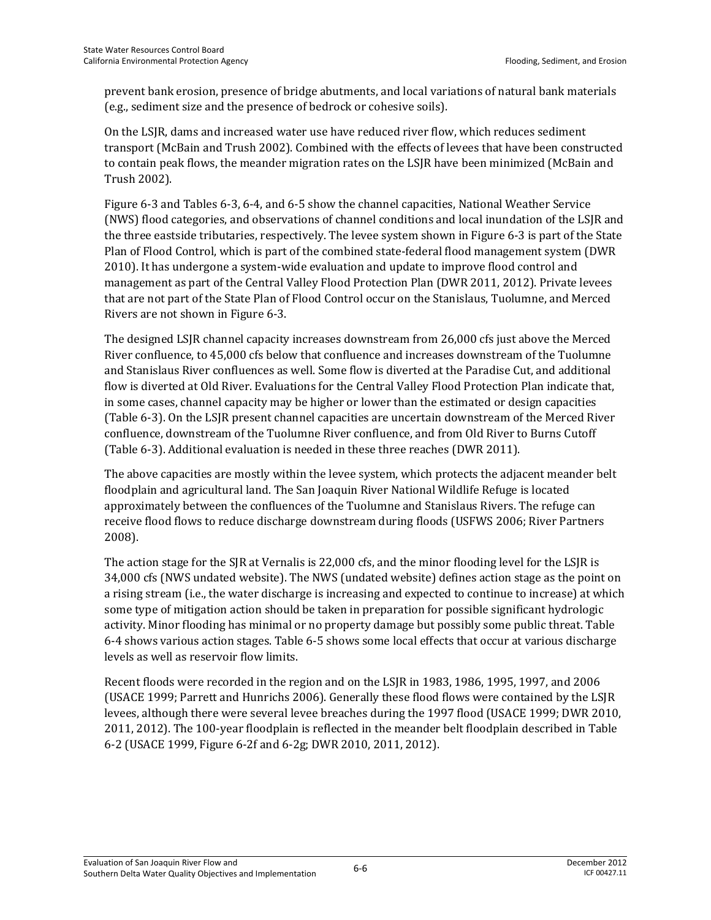prevent bank erosion, presence of bridge abutments, and local variations of natural bank materials (e.g., sediment size and the presence of bedrock or cohesive soils).

On the LSJR, dams and increased water use have reduced river flow, which reduces sediment transport (McBain and Trush 2002). Combined with the effects of levees that have been constructed to contain peak flows, the meander migration rates on the LSJR have been minimized (McBain and Trush 2002).

Figure 6-3 and Tables 6-3, 6-4, and 6-5 show the channel capacities, National Weather Service (NWS) flood categories, and observations of channel conditions and local inundation of the LSJR and the three eastside tributaries, respectively. The levee system shown in Figure 6-3 is part of the State Plan of Flood Control, which is part of the combined state-federal flood management system (DWR 2010). It has undergone a system-wide evaluation and update to improve flood control and management as part of the Central Valley Flood Protection Plan (DWR 2011, 2012). Private levees that are not part of the State Plan of Flood Control occur on the Stanislaus, Tuolumne, and Merced Rivers are not shown in Figure 6-3.

The designed LSJR channel capacity increases downstream from 26,000 cfs just above the Merced River confluence, to 45,000 cfs below that confluence and increases downstream of the Tuolumne and Stanislaus River confluences as well. Some flow is diverted at the Paradise Cut, and additional flow is diverted at Old River. Evaluations for the Central Valley Flood Protection Plan indicate that, in some cases, channel capacity may be higher or lower than the estimated or design capacities (Table 6-3). On the LSJR present channel capacities are uncertain downstream of the Merced River confluence, downstream of the Tuolumne River confluence, and from Old River to Burns Cutoff (Table 6-3). Additional evaluation is needed in these three reaches (DWR 2011).

The above capacities are mostly within the levee system, which protects the adjacent meander belt floodplain and agricultural land. The San Joaquin River National Wildlife Refuge is located approximately between the confluences of the Tuolumne and Stanislaus Rivers. The refuge can receive flood flows to reduce discharge downstream during floods (USFWS 2006; River Partners 2008).

The action stage for the SJR at Vernalis is 22,000 cfs, and the minor flooding level for the LSJR is 34,000 cfs (NWS undated website). The NWS (undated website) defines action stage as the point on a rising stream (i.e., the water discharge is increasing and expected to continue to increase) at which some type of mitigation action should be taken in preparation for possible significant hydrologic activity. Minor flooding has minimal or no property damage but possibly some public threat. Table 6-4 shows various action stages. Table 6-5 shows some local effects that occur at various discharge levels as well as reservoir flow limits.

Recent floods were recorded in the region and on the LSJR in 1983, 1986, 1995, 1997, and 2006 (USACE 1999; Parrett and Hunrichs 2006). Generally these flood flows were contained by the LSJR levees, although there were several levee breaches during the 1997 flood (USACE 1999; DWR 2010, 2011, 2012). The 100-year floodplain is reflected in the meander belt floodplain described in Table 6-2 (USACE 1999, Figure 6-2f and 6-2g; DWR 2010, 2011, 2012).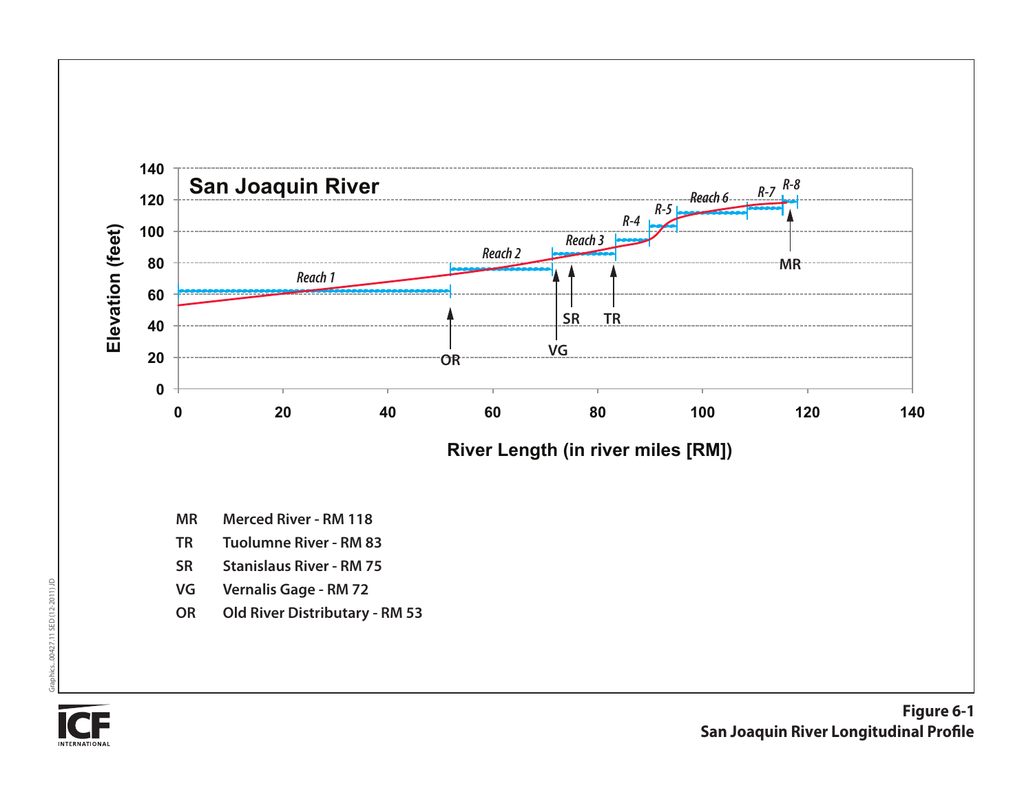**San Joaquin River**

| | |
|---|---|
| MR | Merced River - RM 118 |
| TR | Tuolumne River - RM 83 |
| SR | Stanislaus River - RM 75 |
| VG | Vernalis Gage - RM 72 |
| OR | Old River Distributary - RM 53 |

**Figure 6-1**
**San Joaquin River Longitudinal Profile**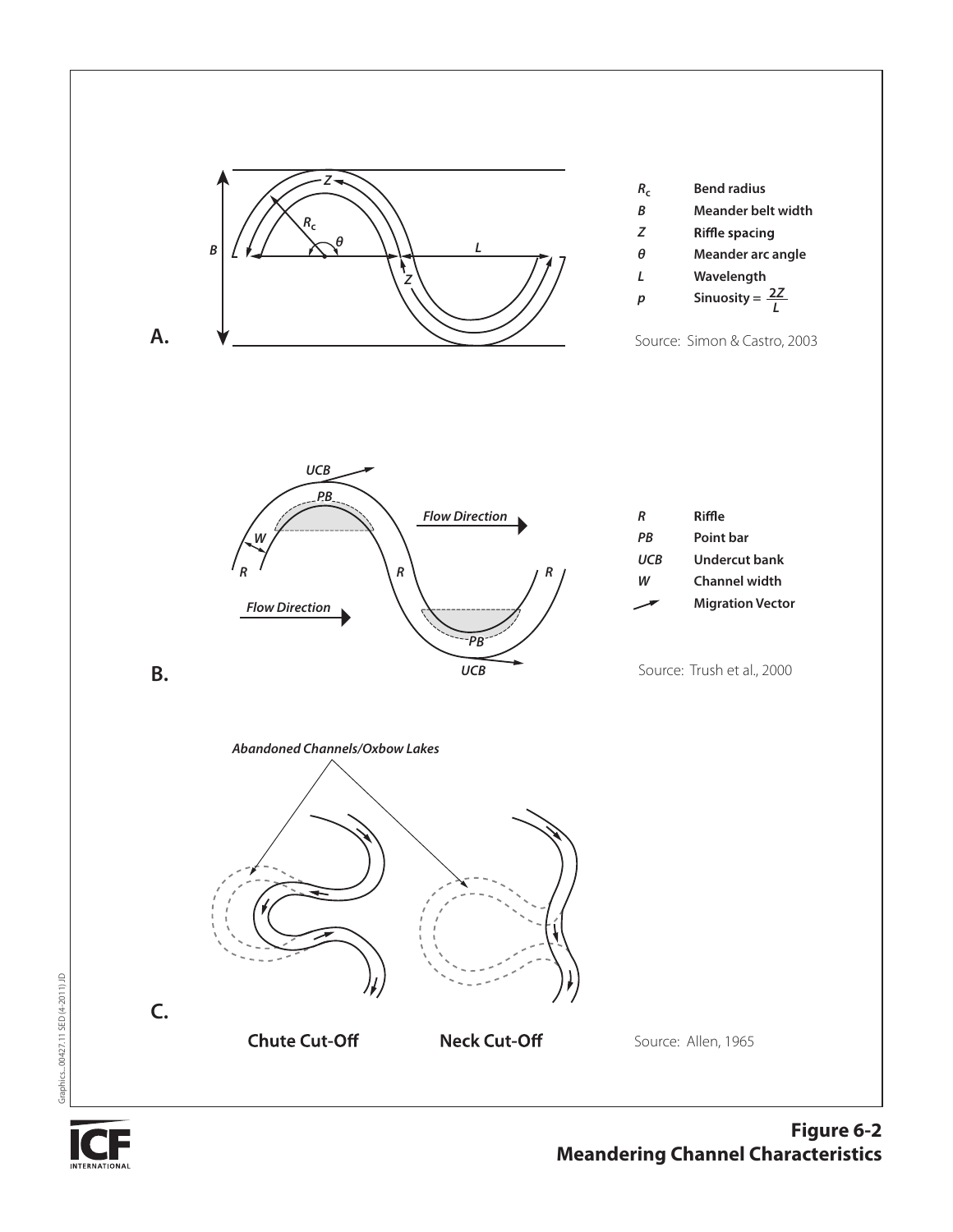**A.**

| | |
|---|---|
| $R_c$ | **Bend radius** |
| *B* | **Meander belt width** |
| *Z* | **Riffle spacing** |
| $\theta$ | **Meander arc angle** |
| *L* | **Wavelength** |
| *p* | **Sinuosity =** $\frac{2Z}{L}$ |

Source: Simon & Castro, 2003

**B.**

| | |
|---|---|
| *R* | **Riffle** |
| *PB* | **Point bar** |
| *UCB* | **Undercut bank** |
| *W* | **Channel width** |
| → | **Migration Vector** |

Source: Trush et al., 2000

**C.**

*Abandoned Channels/Oxbow Lakes*

**Chute Cut-Off** **Neck Cut-Off**

Source: Allen, 1965

**Figure 6-2**
**Meandering Channel Characteristics**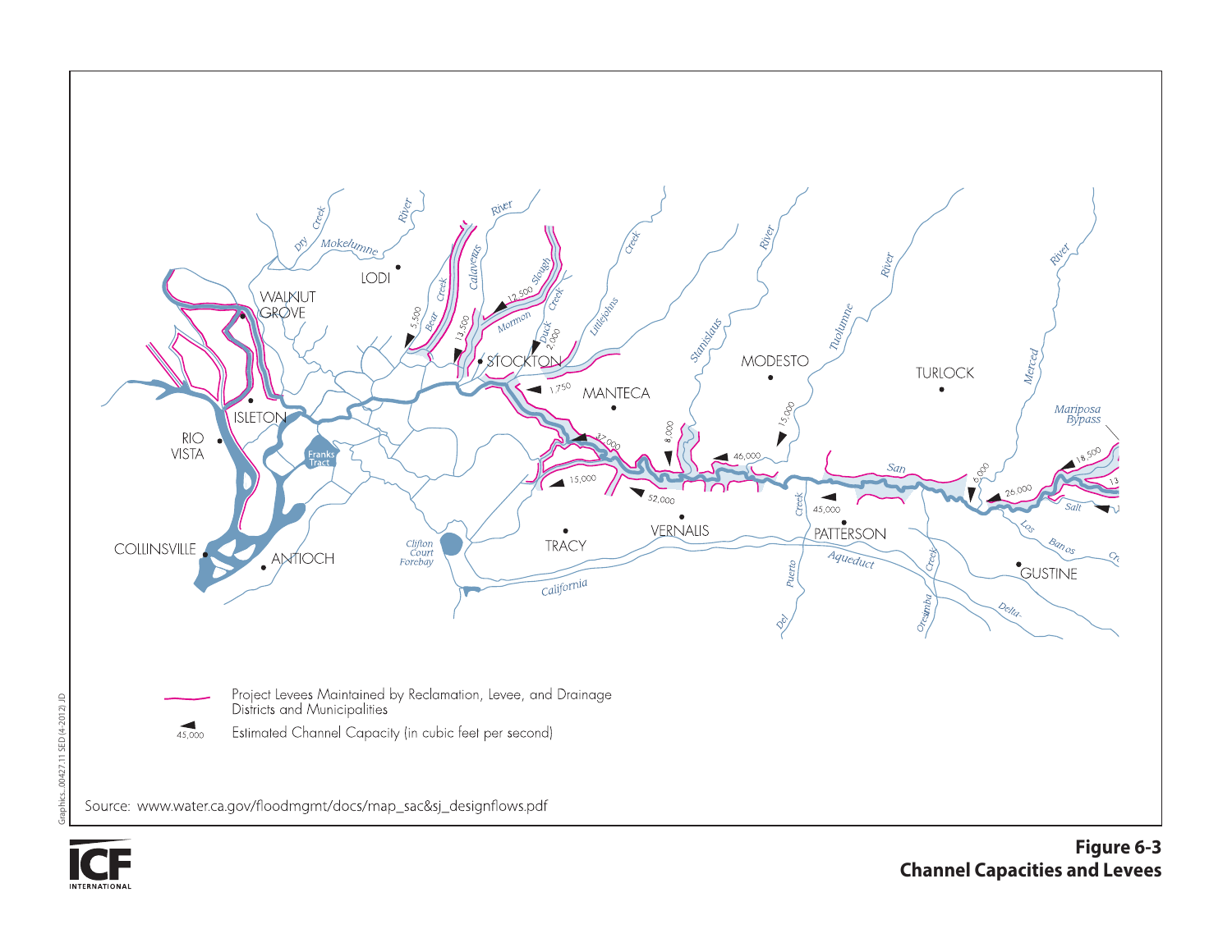Project Levees Maintained by Reclamation, Levee, and Drainage Districts and Municipalities

Estimated Channel Capacity (in cubic feet per second)

Source: www.water.ca.gov/floodmgmt/docs/map_sac&sj_designflows.pdf

**Figure 6-3**
**Channel Capacities and Levees**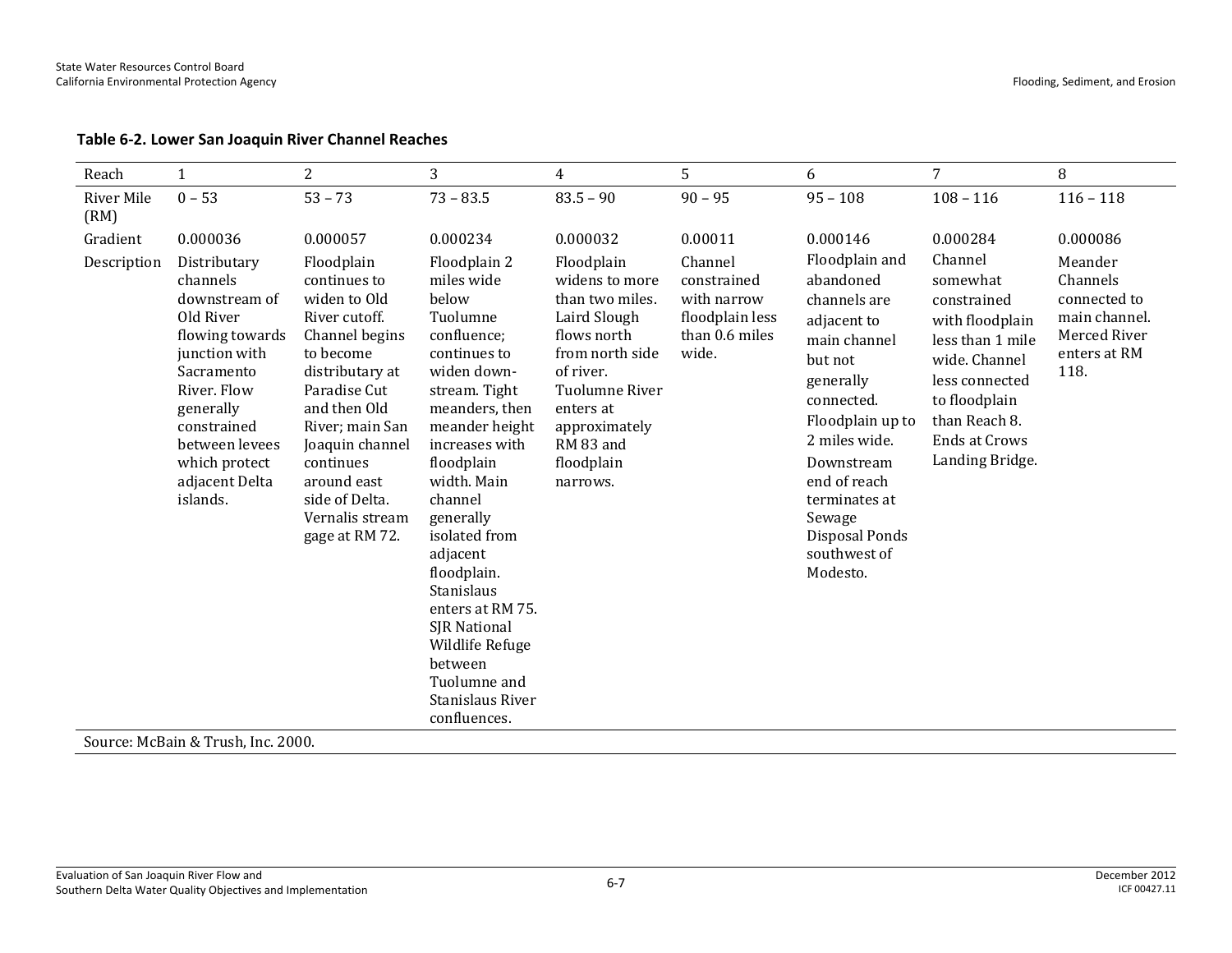**Table 6-2. Lower San Joaquin River Channel Reaches**

| Reach | 1 | 2 | 3 | 4 | 5 | 6 | 7 | 8 |
|---|---|---|---|---|---|---|---|---|
| River Mile (RM) | 0 – 53 | 53 – 73 | 73 – 83.5 | 83.5 – 90 | 90 – 95 | 95 – 108 | 108 – 116 | 116 – 118 |
| Gradient | 0.000036 | 0.000057 | 0.000234 | 0.000032 | 0.00011 | 0.000146 | 0.000284 | 0.000086 |
| Description | Distributary channels downstream of Old River flowing towards junction with Sacramento River. Flow generally constrained between levees which protect adjacent Delta islands. | Floodplain continues to widen to Old River cutoff. Channel begins to become distributary at Paradise Cut and then Old River; main San Joaquin channel continues around east side of Delta. Vernalis stream gage at RM 72. | Floodplain 2 miles wide below Tuolumne confluence; continues to widen down-stream. Tight meanders, then meander height increases with floodplain width. Main channel generally isolated from adjacent floodplain. Stanislaus enters at RM 75. SJR National Wildlife Refuge between Tuolumne and Stanislaus River confluences. | Floodplain widens to more than two miles. Laird Slough flows north from north side of river. Tuolumne River enters at approximately RM 83 and floodplain narrows. | Channel constrained with narrow floodplain less than 0.6 miles wide. | Floodplain and abandoned channels are adjacent to main channel but not generally connected. Floodplain up to 2 miles wide. Downstream end of reach terminates at Sewage Disposal Ponds southwest of Modesto. | Channel somewhat constrained with floodplain less than 1 mile wide. Channel less connected to floodplain than Reach 8. Ends at Crows Landing Bridge. | Meander Channels connected to main channel. Merced River enters at RM 118. |

Source: McBain & Trush, Inc. 2000.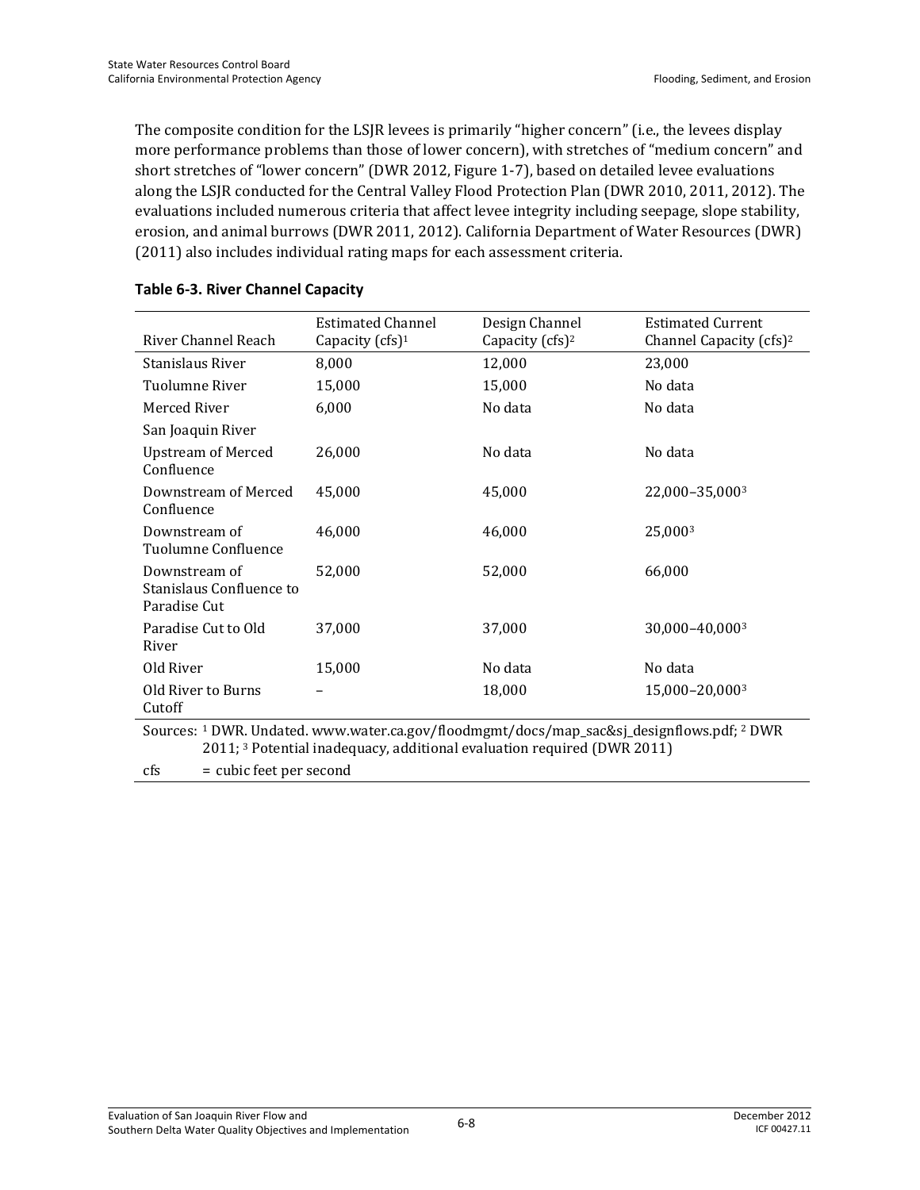The composite condition for the LSJR levees is primarily "higher concern" (i.e., the levees display more performance problems than those of lower concern), with stretches of "medium concern" and short stretches of "lower concern" (DWR 2012, Figure 1-7), based on detailed levee evaluations along the LSJR conducted for the Central Valley Flood Protection Plan (DWR 2010, 2011, 2012). The evaluations included numerous criteria that affect levee integrity including seepage, slope stability, erosion, and animal burrows (DWR 2011, 2012). California Department of Water Resources (DWR) (2011) also includes individual rating maps for each assessment criteria.

**Table 6-3. River Channel Capacity**

| River Channel Reach | Estimated Channel Capacity (cfs)[1] | Design Channel Capacity (cfs)[2] | Estimated Current Channel Capacity (cfs)[2] |
|---|---|---|---|
| Stanislaus River | 8,000 | 12,000 | 23,000 |
| Tuolumne River | 15,000 | 15,000 | No data |
| Merced River | 6,000 | No data | No data |
| San Joaquin River | | | |
| Upstream of Merced Confluence | 26,000 | No data | No data |
| Downstream of Merced Confluence | 45,000 | 45,000 | 22,000–35,000[3] |
| Downstream of Tuolumne Confluence | 46,000 | 46,000 | 25,000[3] |
| Downstream of Stanislaus Confluence to Paradise Cut | 52,000 | 52,000 | 66,000 |
| Paradise Cut to Old River | 37,000 | 37,000 | 30,000–40,000[3] |
| Old River | 15,000 | No data | No data |
| Old River to Burns Cutoff | – | 18,000 | 15,000–20,000[3] |

Sources: [1] DWR. Undated. www.water.ca.gov/floodmgmt/docs/map_sac&sj_designflows.pdf; [2] DWR 2011; [3] Potential inadequacy, additional evaluation required (DWR 2011)

cfs = cubic feet per second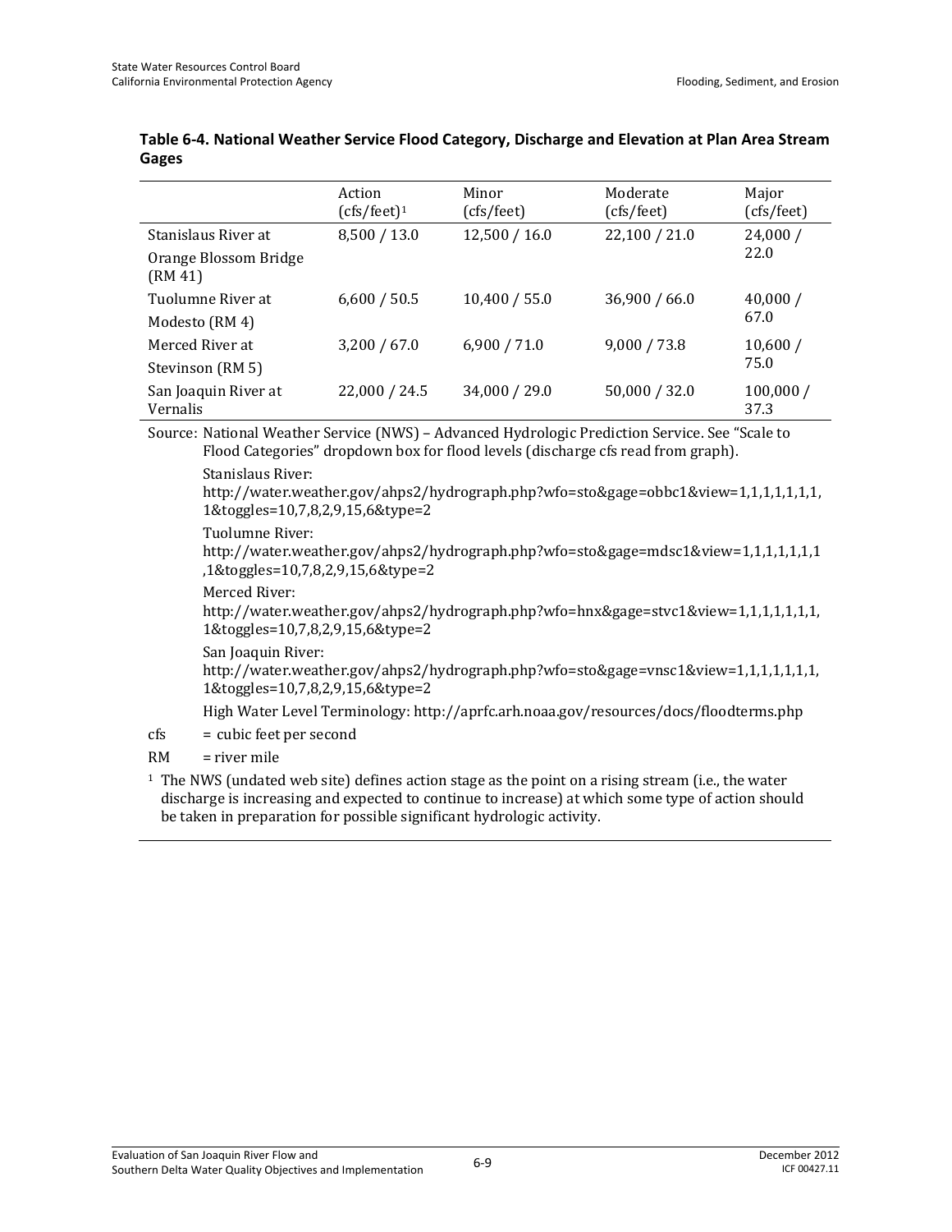**Table 6-4. National Weather Service Flood Category, Discharge and Elevation at Plan Area Stream Gages**

| | Action (cfs/feet)[1] | Minor (cfs/feet) | Moderate (cfs/feet) | Major (cfs/feet) |
|---|---|---|---|---|
| Stanislaus River at Orange Blossom Bridge (RM 41) | 8,500 / 13.0 | 12,500 / 16.0 | 22,100 / 21.0 | 24,000 / 22.0 |
| Tuolumne River at Modesto (RM 4) | 6,600 / 50.5 | 10,400 / 55.0 | 36,900 / 66.0 | 40,000 / 67.0 |
| Merced River at Stevinson (RM 5) | 3,200 / 67.0 | 6,900 / 71.0 | 9,000 / 73.8 | 10,600 / 75.0 |
| San Joaquin River at Vernalis | 22,000 / 24.5 | 34,000 / 29.0 | 50,000 / 32.0 | 100,000 / 37.3 |

Source: National Weather Service (NWS) – Advanced Hydrologic Prediction Service. See "Scale to Flood Categories" dropdown box for flood levels (discharge cfs read from graph).

Stanislaus River:
http://water.weather.gov/ahps2/hydrograph.php?wfo=sto&gage=obbc1&view=1,1,1,1,1,1,1,1&toggles=10,7,8,2,9,15,6&type=2

Tuolumne River:
http://water.weather.gov/ahps2/hydrograph.php?wfo=sto&gage=mdsc1&view=1,1,1,1,1,1,1,1&toggles=10,7,8,2,9,15,6&type=2

Merced River:
http://water.weather.gov/ahps2/hydrograph.php?wfo=hnx&gage=stvc1&view=1,1,1,1,1,1,1,1&toggles=10,7,8,2,9,15,6&type=2

San Joaquin River:
http://water.weather.gov/ahps2/hydrograph.php?wfo=sto&gage=vnsc1&view=1,1,1,1,1,1,1,1&toggles=10,7,8,2,9,15,6&type=2

High Water Level Terminology: http://aprfc.arh.noaa.gov/resources/docs/floodterms.php

cfs = cubic feet per second

RM = river mile

[1] The NWS (undated web site) defines action stage as the point on a rising stream (i.e., the water discharge is increasing and expected to continue to increase) at which some type of action should be taken in preparation for possible significant hydrologic activity.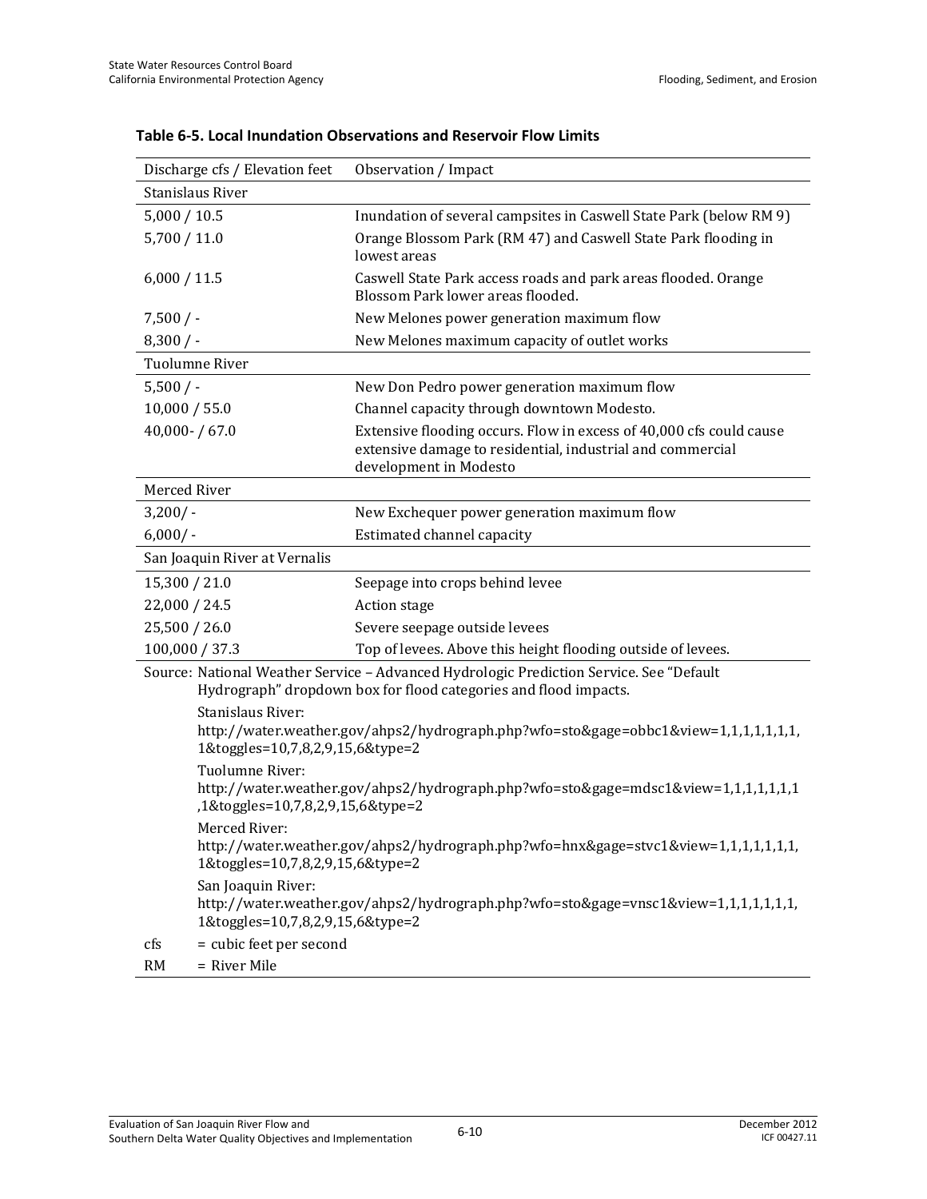**Table 6-5. Local Inundation Observations and Reservoir Flow Limits**

| Discharge cfs / Elevation feet | Observation / Impact |
|---|---|
| Stanislaus River | |
| 5,000 / 10.5 | Inundation of several campsites in Caswell State Park (below RM 9) |
| 5,700 / 11.0 | Orange Blossom Park (RM 47) and Caswell State Park flooding in lowest areas |
| 6,000 / 11.5 | Caswell State Park access roads and park areas flooded. Orange Blossom Park lower areas flooded. |
| 7,500 / - | New Melones power generation maximum flow |
| 8,300 / - | New Melones maximum capacity of outlet works |
| Tuolumne River | |
| 5,500 / - | New Don Pedro power generation maximum flow |
| 10,000 / 55.0 | Channel capacity through downtown Modesto. |
| 40,000- / 67.0 | Extensive flooding occurs. Flow in excess of 40,000 cfs could cause extensive damage to residential, industrial and commercial development in Modesto |
| Merced River | |
| 3,200/ - | New Exchequer power generation maximum flow |
| 6,000/ - | Estimated channel capacity |
| San Joaquin River at Vernalis | |
| 15,300 / 21.0 | Seepage into crops behind levee |
| 22,000 / 24.5 | Action stage |
| 25,500 / 26.0 | Severe seepage outside levees |
| 100,000 / 37.3 | Top of levees. Above this height flooding outside of levees. |

Source: National Weather Service – Advanced Hydrologic Prediction Service. See "Default Hydrograph" dropdown box for flood categories and flood impacts.

Stanislaus River:
http://water.weather.gov/ahps2/hydrograph.php?wfo=sto&gage=obbc1&view=1,1,1,1,1,1,1,1&toggles=10,7,8,2,9,15,6&type=2

Tuolumne River:
http://water.weather.gov/ahps2/hydrograph.php?wfo=sto&gage=mdsc1&view=1,1,1,1,1,1,1,1&toggles=10,7,8,2,9,15,6&type=2

Merced River:
http://water.weather.gov/ahps2/hydrograph.php?wfo=hnx&gage=stvc1&view=1,1,1,1,1,1,1,1&toggles=10,7,8,2,9,15,6&type=2

San Joaquin River:
http://water.weather.gov/ahps2/hydrograph.php?wfo=sto&gage=vnsc1&view=1,1,1,1,1,1,1,1&toggles=10,7,8,2,9,15,6&type=2

cfs = cubic feet per second

RM = River Mile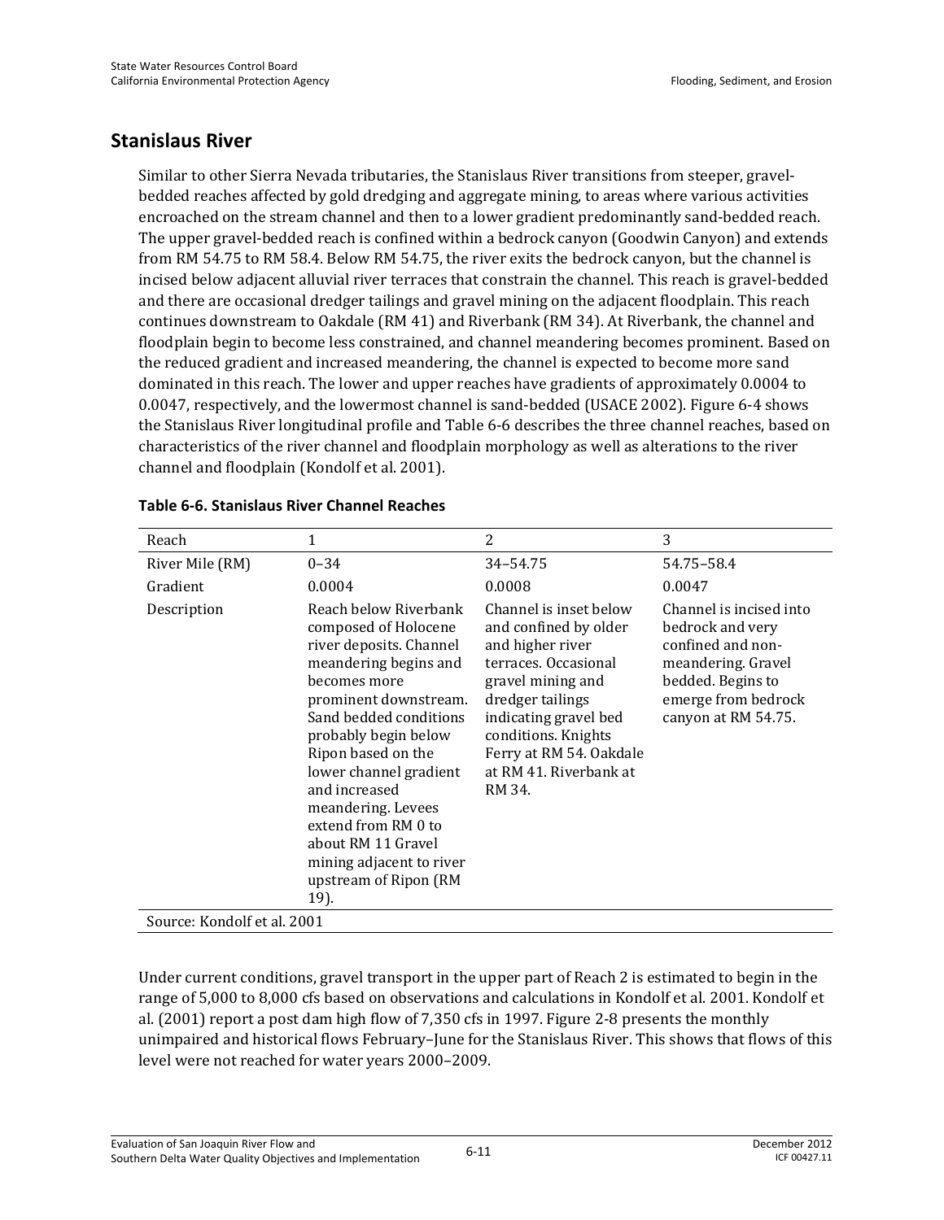## Stanislaus River

Similar to other Sierra Nevada tributaries, the Stanislaus River transitions from steeper, gravel-bedded reaches affected by gold dredging and aggregate mining, to areas where various activities encroached on the stream channel and then to a lower gradient predominantly sand-bedded reach. The upper gravel-bedded reach is confined within a bedrock canyon (Goodwin Canyon) and extends from RM 54.75 to RM 58.4. Below RM 54.75, the river exits the bedrock canyon, but the channel is incised below adjacent alluvial river terraces that constrain the channel. This reach is gravel-bedded and there are occasional dredger tailings and gravel mining on the adjacent floodplain. This reach continues downstream to Oakdale (RM 41) and Riverbank (RM 34). At Riverbank, the channel and floodplain begin to become less constrained, and channel meandering becomes prominent. Based on the reduced gradient and increased meandering, the channel is expected to become more sand dominated in this reach. The lower and upper reaches have gradients of approximately 0.0004 to 0.0047, respectively, and the lowermost channel is sand-bedded (USACE 2002). Figure 6-4 shows the Stanislaus River longitudinal profile and Table 6-6 describes the three channel reaches, based on characteristics of the river channel and floodplain morphology as well as alterations to the river channel and floodplain (Kondolf et al. 2001).

**Table 6-6. Stanislaus River Channel Reaches**

| Reach | 1 | 2 | 3 |
|---|---|---|---|
| River Mile (RM) | 0–34 | 34–54.75 | 54.75–58.4 |
| Gradient | 0.0004 | 0.0008 | 0.0047 |
| Description | Reach below Riverbank composed of Holocene river deposits. Channel meandering begins and becomes more prominent downstream. Sand bedded conditions probably begin below Ripon based on the lower channel gradient and increased meandering. Levees extend from RM 0 to about RM 11 Gravel mining adjacent to river upstream of Ripon (RM 19). | Channel is inset below and confined by older and higher river terraces. Occasional gravel mining and dredger tailings indicating gravel bed conditions. Knights Ferry at RM 54. Oakdale at RM 41. Riverbank at RM 34. | Channel is incised into bedrock and very confined and non-meandering. Gravel bedded. Begins to emerge from bedrock canyon at RM 54.75. |

Source: Kondolf et al. 2001

Under current conditions, gravel transport in the upper part of Reach 2 is estimated to begin in the range of 5,000 to 8,000 cfs based on observations and calculations in Kondolf et al. 2001. Kondolf et al. (2001) report a post dam high flow of 7,350 cfs in 1997. Figure 2-8 presents the monthly unimpaired and historical flows February–June for the Stanislaus River. This shows that flows of this level were not reached for water years 2000–2009.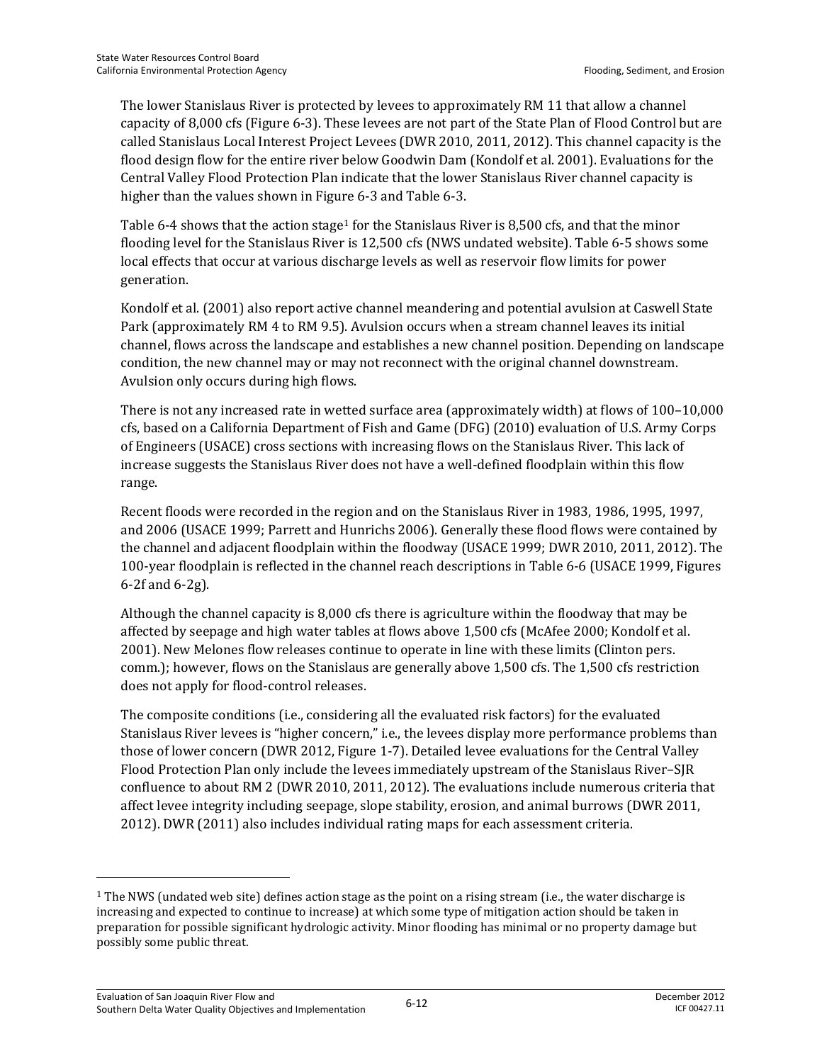The lower Stanislaus River is protected by levees to approximately RM 11 that allow a channel capacity of 8,000 cfs (Figure 6-3). These levees are not part of the State Plan of Flood Control but are called Stanislaus Local Interest Project Levees (DWR 2010, 2011, 2012). This channel capacity is the flood design flow for the entire river below Goodwin Dam (Kondolf et al. 2001). Evaluations for the Central Valley Flood Protection Plan indicate that the lower Stanislaus River channel capacity is higher than the values shown in Figure 6-3 and Table 6-3.

Table 6-4 shows that the action stage[1] for the Stanislaus River is 8,500 cfs, and that the minor flooding level for the Stanislaus River is 12,500 cfs (NWS undated website). Table 6-5 shows some local effects that occur at various discharge levels as well as reservoir flow limits for power generation.

Kondolf et al. (2001) also report active channel meandering and potential avulsion at Caswell State Park (approximately RM 4 to RM 9.5). Avulsion occurs when a stream channel leaves its initial channel, flows across the landscape and establishes a new channel position. Depending on landscape condition, the new channel may or may not reconnect with the original channel downstream. Avulsion only occurs during high flows.

There is not any increased rate in wetted surface area (approximately width) at flows of 100–10,000 cfs, based on a California Department of Fish and Game (DFG) (2010) evaluation of U.S. Army Corps of Engineers (USACE) cross sections with increasing flows on the Stanislaus River. This lack of increase suggests the Stanislaus River does not have a well-defined floodplain within this flow range.

Recent floods were recorded in the region and on the Stanislaus River in 1983, 1986, 1995, 1997, and 2006 (USACE 1999; Parrett and Hunrichs 2006). Generally these flood flows were contained by the channel and adjacent floodplain within the floodway (USACE 1999; DWR 2010, 2011, 2012). The 100-year floodplain is reflected in the channel reach descriptions in Table 6-6 (USACE 1999, Figures 6-2f and 6-2g).

Although the channel capacity is 8,000 cfs there is agriculture within the floodway that may be affected by seepage and high water tables at flows above 1,500 cfs (McAfee 2000; Kondolf et al. 2001). New Melones flow releases continue to operate in line with these limits (Clinton pers. comm.); however, flows on the Stanislaus are generally above 1,500 cfs. The 1,500 cfs restriction does not apply for flood-control releases.

The composite conditions (i.e., considering all the evaluated risk factors) for the evaluated Stanislaus River levees is "higher concern," i.e., the levees display more performance problems than those of lower concern (DWR 2012, Figure 1-7). Detailed levee evaluations for the Central Valley Flood Protection Plan only include the levees immediately upstream of the Stanislaus River–SJR confluence to about RM 2 (DWR 2010, 2011, 2012). The evaluations include numerous criteria that affect levee integrity including seepage, slope stability, erosion, and animal burrows (DWR 2011, 2012). DWR (2011) also includes individual rating maps for each assessment criteria.

[1] The NWS (undated web site) defines action stage as the point on a rising stream (i.e., the water discharge is increasing and expected to continue to increase) at which some type of mitigation action should be taken in preparation for possible significant hydrologic activity. Minor flooding has minimal or no property damage but possibly some public threat.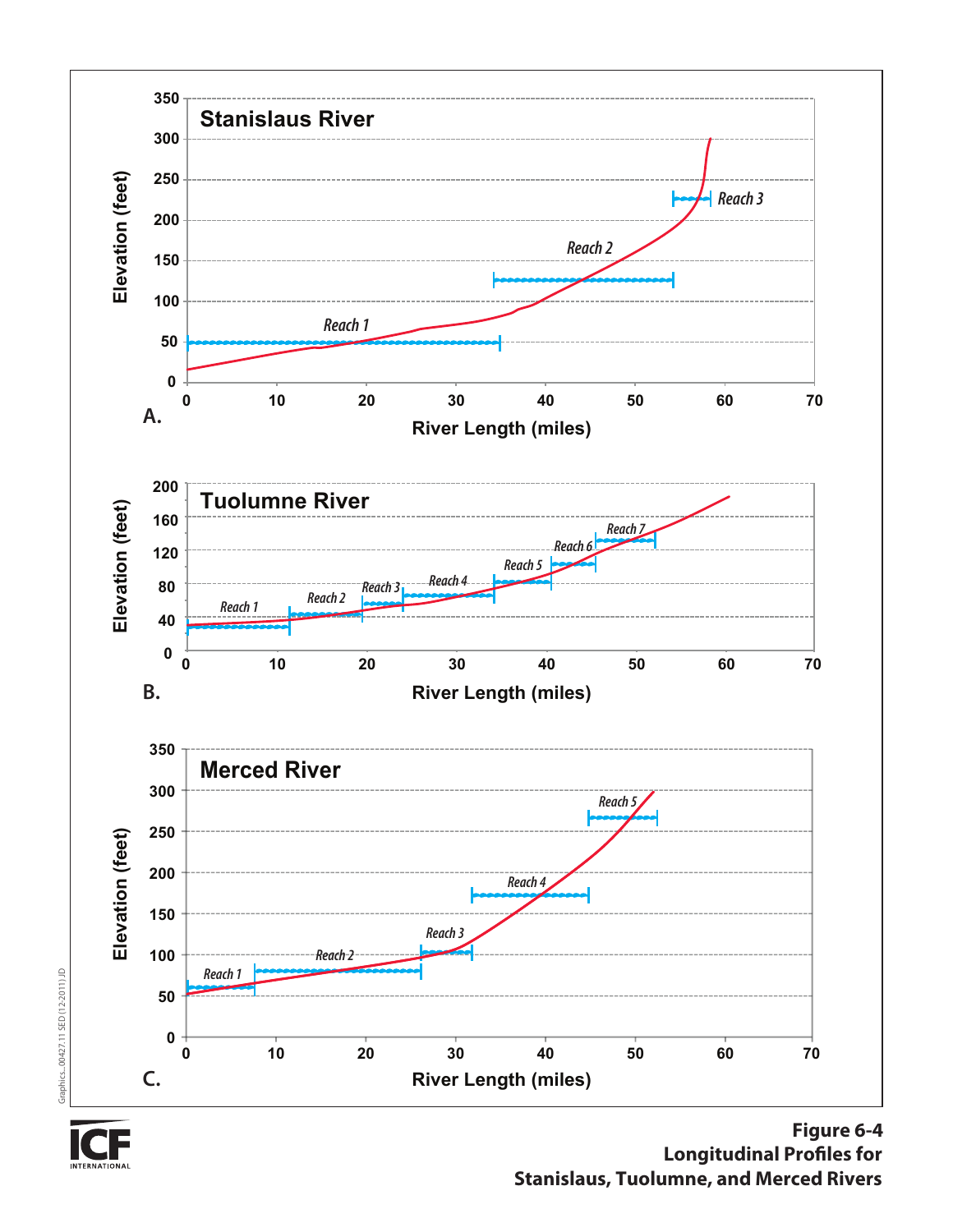**Figure 6-4**
**Longitudinal Profiles for**
**Stanislaus, Tuolumne, and Merced Rivers**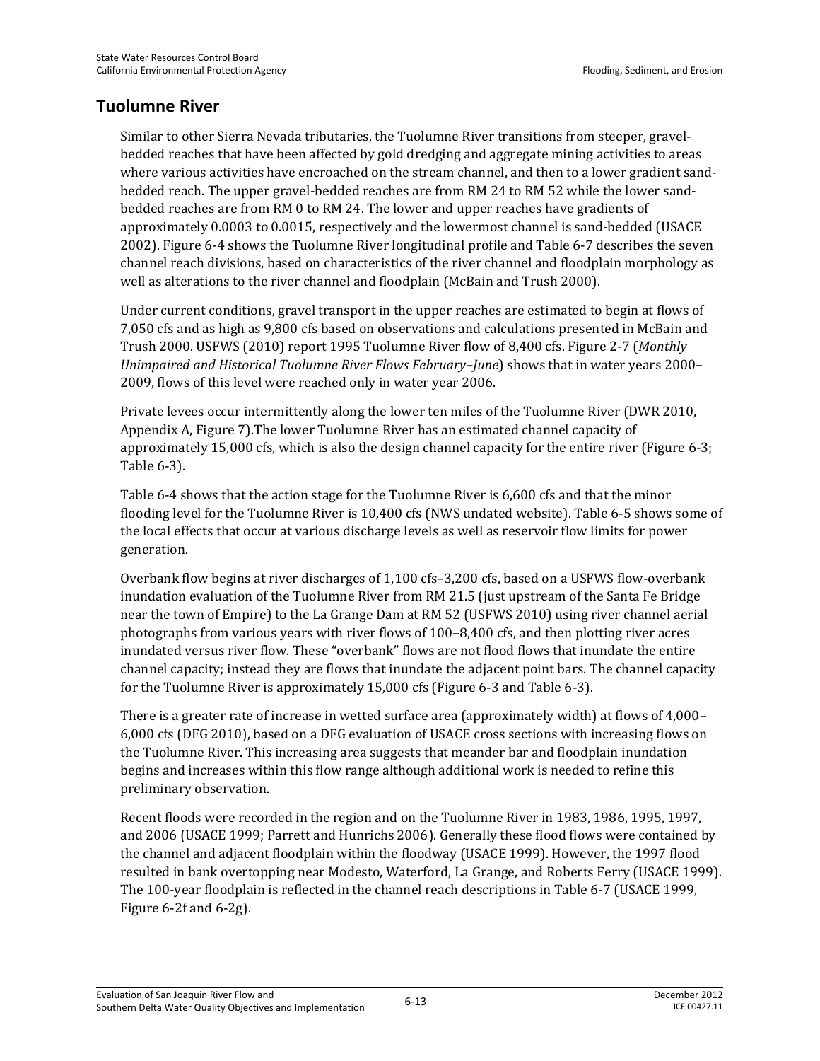## Tuolumne River

Similar to other Sierra Nevada tributaries, the Tuolumne River transitions from steeper, gravel-bedded reaches that have been affected by gold dredging and aggregate mining activities to areas where various activities have encroached on the stream channel, and then to a lower gradient sand-bedded reach. The upper gravel-bedded reaches are from RM 24 to RM 52 while the lower sand-bedded reaches are from RM 0 to RM 24. The lower and upper reaches have gradients of approximately 0.0003 to 0.0015, respectively and the lowermost channel is sand-bedded (USACE 2002). Figure 6-4 shows the Tuolumne River longitudinal profile and Table 6-7 describes the seven channel reach divisions, based on characteristics of the river channel and floodplain morphology as well as alterations to the river channel and floodplain (McBain and Trush 2000).

Under current conditions, gravel transport in the upper reaches are estimated to begin at flows of 7,050 cfs and as high as 9,800 cfs based on observations and calculations presented in McBain and Trush 2000. USFWS (2010) report 1995 Tuolumne River flow of 8,400 cfs. Figure 2-7 (*Monthly Unimpaired and Historical Tuolumne River Flows February–June*) shows that in water years 2000–2009, flows of this level were reached only in water year 2006.

Private levees occur intermittently along the lower ten miles of the Tuolumne River (DWR 2010, Appendix A, Figure 7).The lower Tuolumne River has an estimated channel capacity of approximately 15,000 cfs, which is also the design channel capacity for the entire river (Figure 6-3; Table 6-3).

Table 6-4 shows that the action stage for the Tuolumne River is 6,600 cfs and that the minor flooding level for the Tuolumne River is 10,400 cfs (NWS undated website). Table 6-5 shows some of the local effects that occur at various discharge levels as well as reservoir flow limits for power generation.

Overbank flow begins at river discharges of 1,100 cfs–3,200 cfs, based on a USFWS flow-overbank inundation evaluation of the Tuolumne River from RM 21.5 (just upstream of the Santa Fe Bridge near the town of Empire) to the La Grange Dam at RM 52 (USFWS 2010) using river channel aerial photographs from various years with river flows of 100–8,400 cfs, and then plotting river acres inundated versus river flow. These "overbank" flows are not flood flows that inundate the entire channel capacity; instead they are flows that inundate the adjacent point bars. The channel capacity for the Tuolumne River is approximately 15,000 cfs (Figure 6-3 and Table 6-3).

There is a greater rate of increase in wetted surface area (approximately width) at flows of 4,000–6,000 cfs (DFG 2010), based on a DFG evaluation of USACE cross sections with increasing flows on the Tuolumne River. This increasing area suggests that meander bar and floodplain inundation begins and increases within this flow range although additional work is needed to refine this preliminary observation.

Recent floods were recorded in the region and on the Tuolumne River in 1983, 1986, 1995, 1997, and 2006 (USACE 1999; Parrett and Hunrichs 2006). Generally these flood flows were contained by the channel and adjacent floodplain within the floodway (USACE 1999). However, the 1997 flood resulted in bank overtopping near Modesto, Waterford, La Grange, and Roberts Ferry (USACE 1999). The 100-year floodplain is reflected in the channel reach descriptions in Table 6-7 (USACE 1999, Figure 6-2f and 6-2g).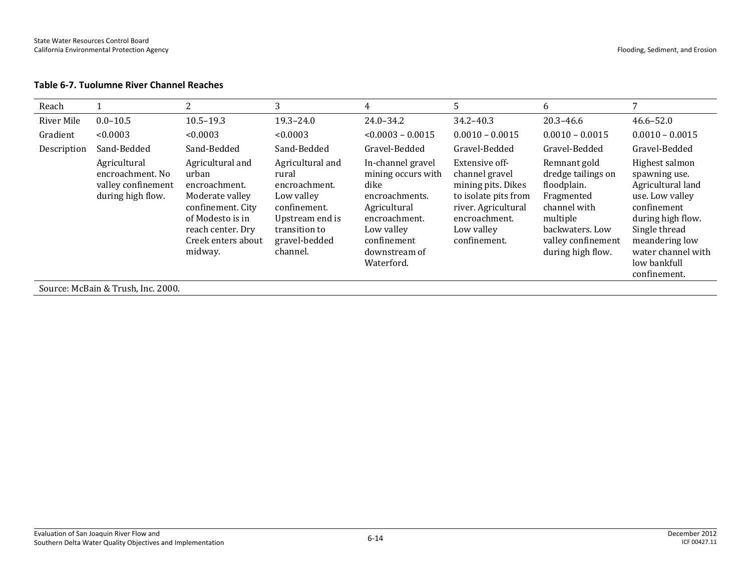**Table 6-7. Tuolumne River Channel Reaches**

| Reach | 1 | 2 | 3 | 4 | 5 | 6 | 7 |
|---|---|---|---|---|---|---|---|
| River Mile | 0.0–10.5 | 10.5–19.3 | 19.3–24.0 | 24.0–34.2 | 34.2–40.3 | 20.3–46.6 | 46.6–52.0 |
| Gradient | <0.0003 | <0.0003 | <0.0003 | <0.0003 – 0.0015 | 0.0010 – 0.0015 | 0.0010 – 0.0015 | 0.0010 – 0.0015 |
| Description | Sand-Bedded | Sand-Bedded | Sand-Bedded | Gravel-Bedded | Gravel-Bedded | Gravel-Bedded | Gravel-Bedded |
| | Agricultural encroachment. No valley confinement during high flow. | Agricultural and urban encroachment. Moderate valley confinement. City of Modesto is in reach center. Dry Creek enters about midway. | Agricultural and rural encroachment. Low valley confinement. Upstream end is transition to gravel-bedded channel. | In-channel gravel mining occurs with dike encroachments. Agricultural encroachment. Low valley confinement downstream of Waterford. | Extensive off-channel gravel mining pits. Dikes to isolate pits from river. Agricultural encroachment. Low valley confinement. | Remnant gold dredge tailings on floodplain. Fragmented channel with multiple backwaters. Low valley confinement during high flow. | Highest salmon spawning use. Agricultural land use. Low valley confinement during high flow. Single thread meandering low water channel with low bankfull confinement. |

Source: McBain & Trush, Inc. 2000.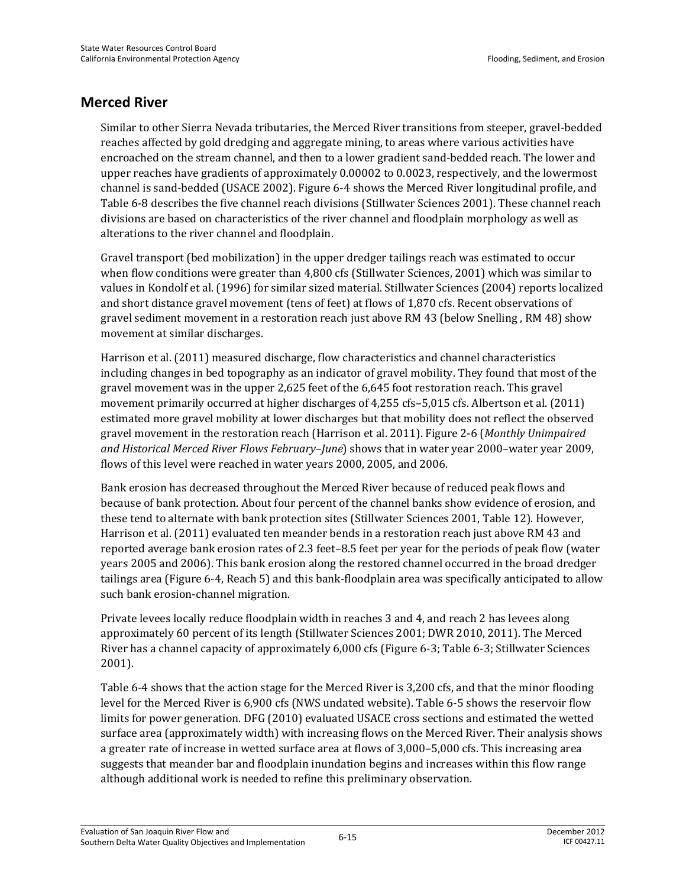## Merced River

Similar to other Sierra Nevada tributaries, the Merced River transitions from steeper, gravel-bedded reaches affected by gold dredging and aggregate mining, to areas where various activities have encroached on the stream channel, and then to a lower gradient sand-bedded reach. The lower and upper reaches have gradients of approximately 0.00002 to 0.0023, respectively, and the lowermost channel is sand-bedded (USACE 2002). Figure 6-4 shows the Merced River longitudinal profile, and Table 6-8 describes the five channel reach divisions (Stillwater Sciences 2001). These channel reach divisions are based on characteristics of the river channel and floodplain morphology as well as alterations to the river channel and floodplain.

Gravel transport (bed mobilization) in the upper dredger tailings reach was estimated to occur when flow conditions were greater than 4,800 cfs (Stillwater Sciences, 2001) which was similar to values in Kondolf et al. (1996) for similar sized material. Stillwater Sciences (2004) reports localized and short distance gravel movement (tens of feet) at flows of 1,870 cfs. Recent observations of gravel sediment movement in a restoration reach just above RM 43 (below Snelling , RM 48) show movement at similar discharges.

Harrison et al. (2011) measured discharge, flow characteristics and channel characteristics including changes in bed topography as an indicator of gravel mobility. They found that most of the gravel movement was in the upper 2,625 feet of the 6,645 foot restoration reach. This gravel movement primarily occurred at higher discharges of 4,255 cfs–5,015 cfs. Albertson et al. (2011) estimated more gravel mobility at lower discharges but that mobility does not reflect the observed gravel movement in the restoration reach (Harrison et al. 2011). Figure 2-6 (*Monthly Unimpaired and Historical Merced River Flows February–June*) shows that in water year 2000–water year 2009, flows of this level were reached in water years 2000, 2005, and 2006.

Bank erosion has decreased throughout the Merced River because of reduced peak flows and because of bank protection. About four percent of the channel banks show evidence of erosion, and these tend to alternate with bank protection sites (Stillwater Sciences 2001, Table 12). However, Harrison et al. (2011) evaluated ten meander bends in a restoration reach just above RM 43 and reported average bank erosion rates of 2.3 feet–8.5 feet per year for the periods of peak flow (water years 2005 and 2006). This bank erosion along the restored channel occurred in the broad dredger tailings area (Figure 6-4, Reach 5) and this bank-floodplain area was specifically anticipated to allow such bank erosion-channel migration.

Private levees locally reduce floodplain width in reaches 3 and 4, and reach 2 has levees along approximately 60 percent of its length (Stillwater Sciences 2001; DWR 2010, 2011). The Merced River has a channel capacity of approximately 6,000 cfs (Figure 6-3; Table 6-3; Stillwater Sciences 2001).

Table 6-4 shows that the action stage for the Merced River is 3,200 cfs, and that the minor flooding level for the Merced River is 6,900 cfs (NWS undated website). Table 6-5 shows the reservoir flow limits for power generation. DFG (2010) evaluated USACE cross sections and estimated the wetted surface area (approximately width) with increasing flows on the Merced River. Their analysis shows a greater rate of increase in wetted surface area at flows of 3,000–5,000 cfs. This increasing area suggests that meander bar and floodplain inundation begins and increases within this flow range although additional work is needed to refine this preliminary observation.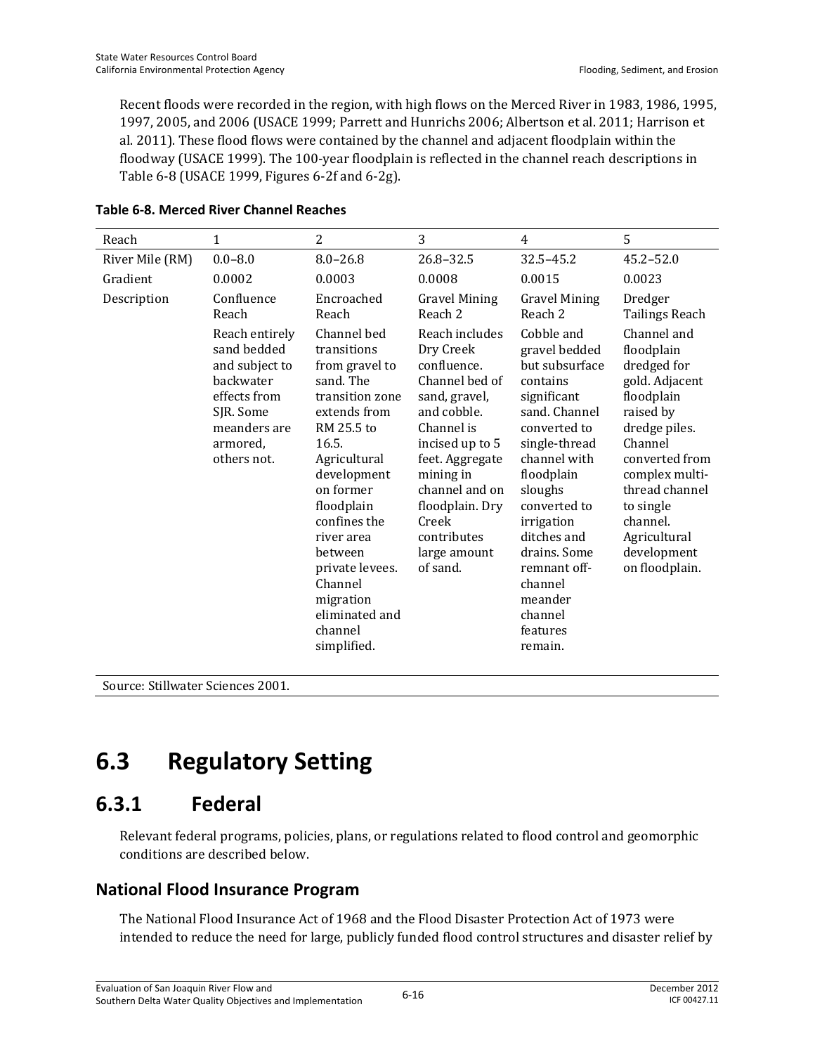Recent floods were recorded in the region, with high flows on the Merced River in 1983, 1986, 1995, 1997, 2005, and 2006 (USACE 1999; Parrett and Hunrichs 2006; Albertson et al. 2011; Harrison et al. 2011). These flood flows were contained by the channel and adjacent floodplain within the floodway (USACE 1999). The 100-year floodplain is reflected in the channel reach descriptions in Table 6-8 (USACE 1999, Figures 6-2f and 6-2g).

**Table 6-8. Merced River Channel Reaches**

| Reach | 1 | 2 | 3 | 4 | 5 |
|---|---|---|---|---|---|
| River Mile (RM) | 0.0–8.0 | 8.0–26.8 | 26.8–32.5 | 32.5–45.2 | 45.2–52.0 |
| Gradient | 0.0002 | 0.0003 | 0.0008 | 0.0015 | 0.0023 |
| Description | Confluence Reach | Encroached Reach | Gravel Mining Reach 2 | Gravel Mining Reach 2 | Dredger Tailings Reach |
| | Reach entirely sand bedded and subject to backwater effects from SJR. Some meanders are armored, others not. | Channel bed transitions from gravel to sand. The transition zone extends from RM 25.5 to 16.5. Agricultural development on former floodplain confines the river area between private levees. Channel migration eliminated and channel simplified. | Reach includes Dry Creek confluence. Channel bed of sand, gravel, and cobble. Channel is incised up to 5 feet. Aggregate mining in channel and on floodplain. Dry Creek contributes large amount of sand. | Cobble and gravel bedded but subsurface contains significant sand. Channel converted to single-thread channel with floodplain sloughs converted to irrigation ditches and drains. Some remnant off-channel meander channel features remain. | Channel and floodplain dredged for gold. Adjacent floodplain raised by dredge piles. Channel converted from complex multi-thread channel to single channel. Agricultural development on floodplain. |

Source: Stillwater Sciences 2001.

# 6.3 Regulatory Setting

## 6.3.1 Federal

Relevant federal programs, policies, plans, or regulations related to flood control and geomorphic conditions are described below.

### National Flood Insurance Program

The National Flood Insurance Act of 1968 and the Flood Disaster Protection Act of 1973 were intended to reduce the need for large, publicly funded flood control structures and disaster relief by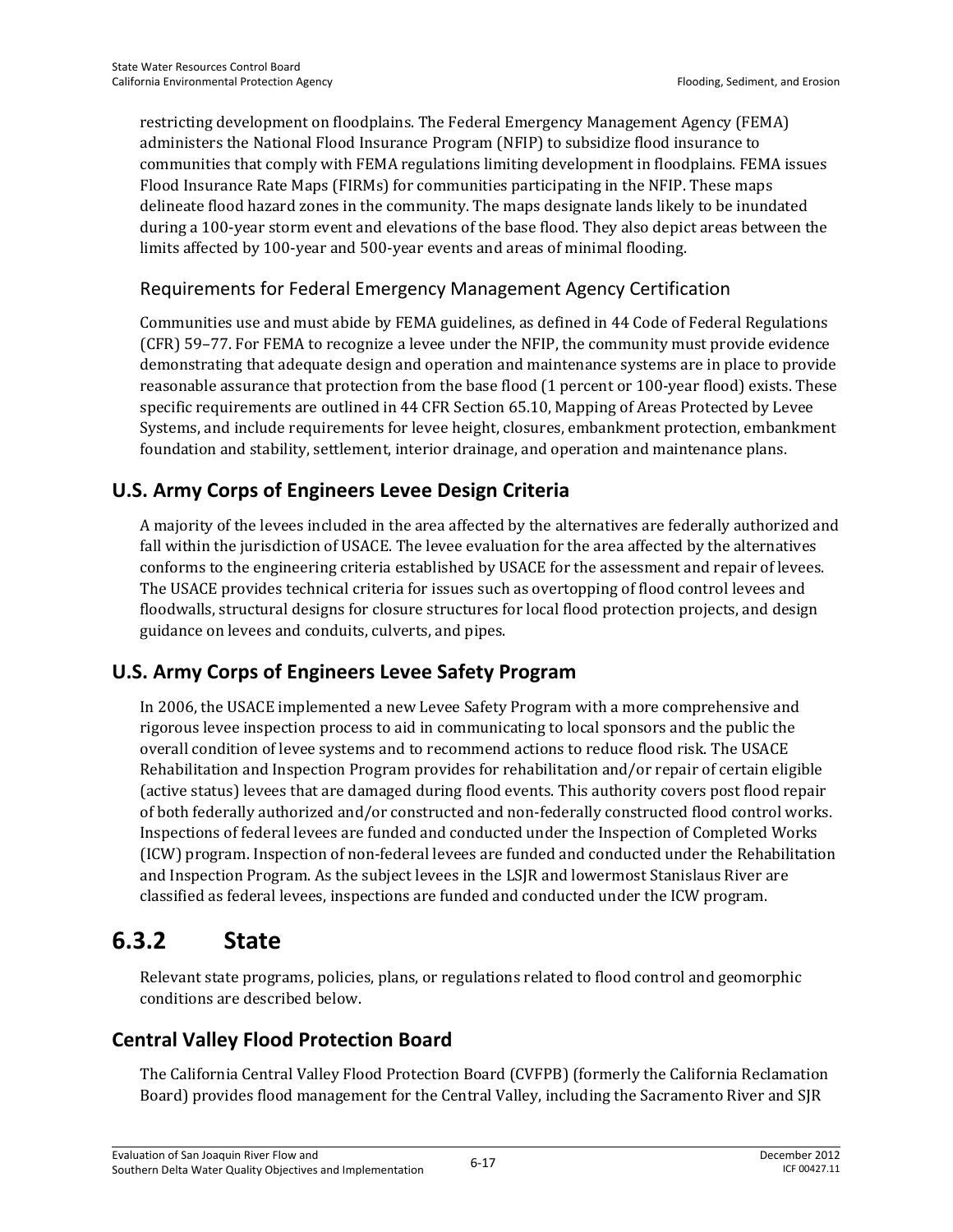restricting development on floodplains. The Federal Emergency Management Agency (FEMA) administers the National Flood Insurance Program (NFIP) to subsidize flood insurance to communities that comply with FEMA regulations limiting development in floodplains. FEMA issues Flood Insurance Rate Maps (FIRMs) for communities participating in the NFIP. These maps delineate flood hazard zones in the community. The maps designate lands likely to be inundated during a 100-year storm event and elevations of the base flood. They also depict areas between the limits affected by 100-year and 500-year events and areas of minimal flooding.

### Requirements for Federal Emergency Management Agency Certification

Communities use and must abide by FEMA guidelines, as defined in 44 Code of Federal Regulations (CFR) 59–77. For FEMA to recognize a levee under the NFIP, the community must provide evidence demonstrating that adequate design and operation and maintenance systems are in place to provide reasonable assurance that protection from the base flood (1 percent or 100-year flood) exists. These specific requirements are outlined in 44 CFR Section 65.10, Mapping of Areas Protected by Levee Systems, and include requirements for levee height, closures, embankment protection, embankment foundation and stability, settlement, interior drainage, and operation and maintenance plans.

## U.S. Army Corps of Engineers Levee Design Criteria

A majority of the levees included in the area affected by the alternatives are federally authorized and fall within the jurisdiction of USACE. The levee evaluation for the area affected by the alternatives conforms to the engineering criteria established by USACE for the assessment and repair of levees. The USACE provides technical criteria for issues such as overtopping of flood control levees and floodwalls, structural designs for closure structures for local flood protection projects, and design guidance on levees and conduits, culverts, and pipes.

## U.S. Army Corps of Engineers Levee Safety Program

In 2006, the USACE implemented a new Levee Safety Program with a more comprehensive and rigorous levee inspection process to aid in communicating to local sponsors and the public the overall condition of levee systems and to recommend actions to reduce flood risk. The USACE Rehabilitation and Inspection Program provides for rehabilitation and/or repair of certain eligible (active status) levees that are damaged during flood events. This authority covers post flood repair of both federally authorized and/or constructed and non-federally constructed flood control works. Inspections of federal levees are funded and conducted under the Inspection of Completed Works (ICW) program. Inspection of non-federal levees are funded and conducted under the Rehabilitation and Inspection Program. As the subject levees in the LSJR and lowermost Stanislaus River are classified as federal levees, inspections are funded and conducted under the ICW program.

# 6.3.2 State

Relevant state programs, policies, plans, or regulations related to flood control and geomorphic conditions are described below.

## Central Valley Flood Protection Board

The California Central Valley Flood Protection Board (CVFPB) (formerly the California Reclamation Board) provides flood management for the Central Valley, including the Sacramento River and SJR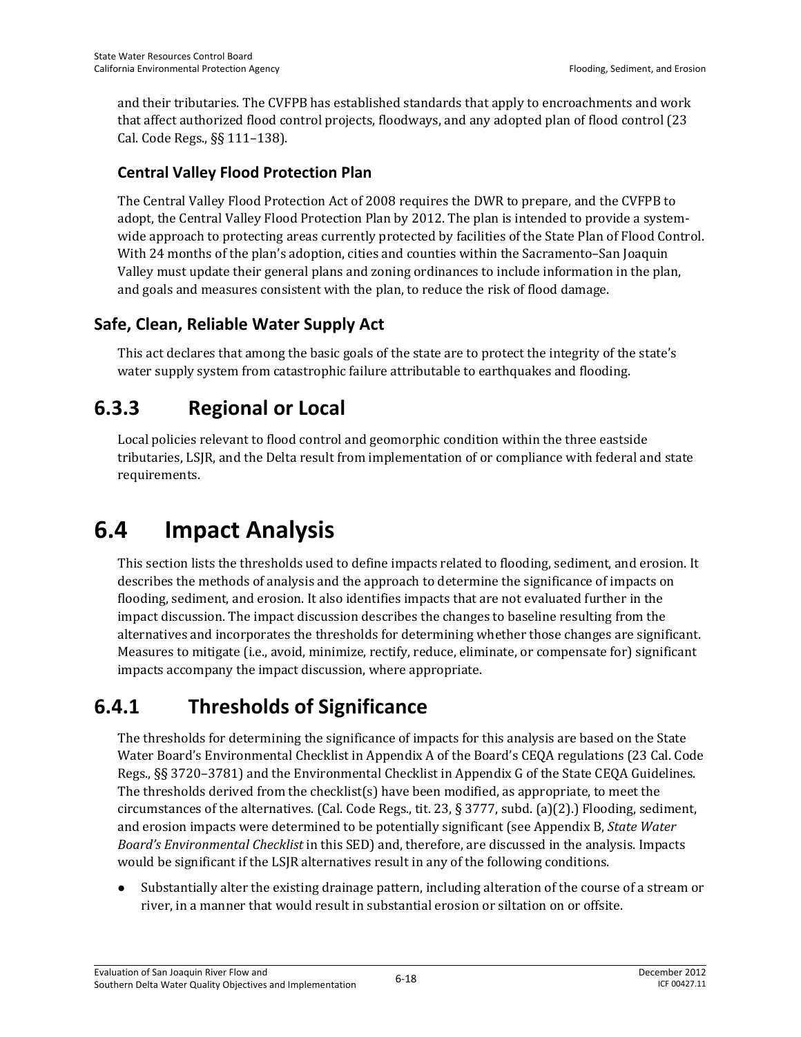and their tributaries. The CVFPB has established standards that apply to encroachments and work that affect authorized flood control projects, floodways, and any adopted plan of flood control (23 Cal. Code Regs., §§ 111–138).

#### Central Valley Flood Protection Plan

The Central Valley Flood Protection Act of 2008 requires the DWR to prepare, and the CVFPB to adopt, the Central Valley Flood Protection Plan by 2012. The plan is intended to provide a system-wide approach to protecting areas currently protected by facilities of the State Plan of Flood Control. With 24 months of the plan's adoption, cities and counties within the Sacramento–San Joaquin Valley must update their general plans and zoning ordinances to include information in the plan, and goals and measures consistent with the plan, to reduce the risk of flood damage.

### Safe, Clean, Reliable Water Supply Act

This act declares that among the basic goals of the state are to protect the integrity of the state's water supply system from catastrophic failure attributable to earthquakes and flooding.

## 6.3.3 Regional or Local

Local policies relevant to flood control and geomorphic condition within the three eastside tributaries, LSJR, and the Delta result from implementation of or compliance with federal and state requirements.

# 6.4 Impact Analysis

This section lists the thresholds used to define impacts related to flooding, sediment, and erosion. It describes the methods of analysis and the approach to determine the significance of impacts on flooding, sediment, and erosion. It also identifies impacts that are not evaluated further in the impact discussion. The impact discussion describes the changes to baseline resulting from the alternatives and incorporates the thresholds for determining whether those changes are significant. Measures to mitigate (i.e., avoid, minimize, rectify, reduce, eliminate, or compensate for) significant impacts accompany the impact discussion, where appropriate.

## 6.4.1 Thresholds of Significance

The thresholds for determining the significance of impacts for this analysis are based on the State Water Board's Environmental Checklist in Appendix A of the Board's CEQA regulations (23 Cal. Code Regs., §§ 3720–3781) and the Environmental Checklist in Appendix G of the State CEQA Guidelines. The thresholds derived from the checklist(s) have been modified, as appropriate, to meet the circumstances of the alternatives. (Cal. Code Regs., tit. 23, § 3777, subd. (a)(2).) Flooding, sediment, and erosion impacts were determined to be potentially significant (see Appendix B, *State Water Board's Environmental Checklist* in this SED) and, therefore, are discussed in the analysis. Impacts would be significant if the LSJR alternatives result in any of the following conditions.

- Substantially alter the existing drainage pattern, including alteration of the course of a stream or river, in a manner that would result in substantial erosion or siltation on or offsite.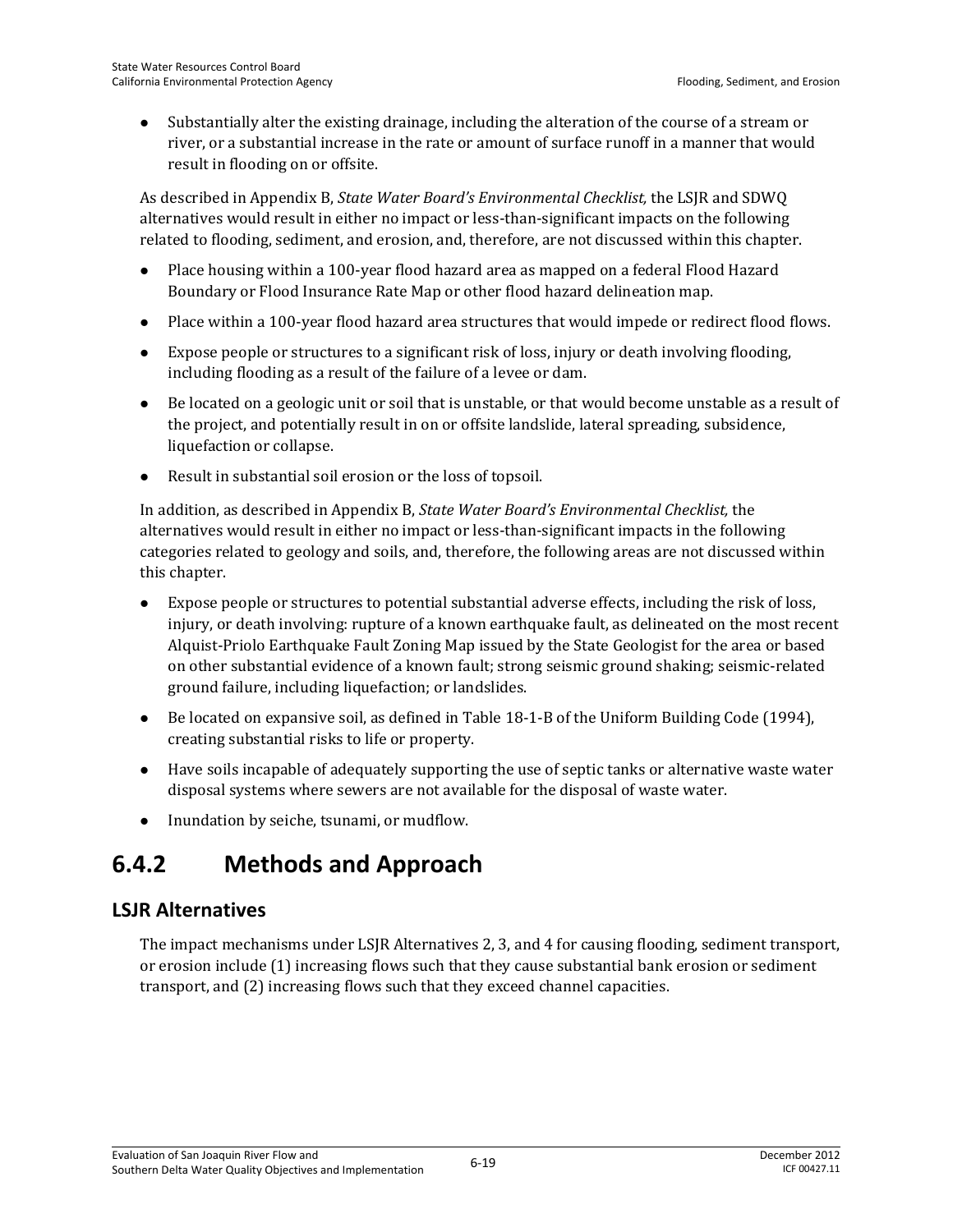- Substantially alter the existing drainage, including the alteration of the course of a stream or river, or a substantial increase in the rate or amount of surface runoff in a manner that would result in flooding on or offsite.

As described in Appendix B, *State Water Board's Environmental Checklist,* the LSJR and SDWQ alternatives would result in either no impact or less-than-significant impacts on the following related to flooding, sediment, and erosion, and, therefore, are not discussed within this chapter.

- Place housing within a 100-year flood hazard area as mapped on a federal Flood Hazard Boundary or Flood Insurance Rate Map or other flood hazard delineation map.
- Place within a 100-year flood hazard area structures that would impede or redirect flood flows.
- Expose people or structures to a significant risk of loss, injury or death involving flooding, including flooding as a result of the failure of a levee or dam.
- Be located on a geologic unit or soil that is unstable, or that would become unstable as a result of the project, and potentially result in on or offsite landslide, lateral spreading, subsidence, liquefaction or collapse.
- Result in substantial soil erosion or the loss of topsoil.

In addition, as described in Appendix B, *State Water Board's Environmental Checklist,* the alternatives would result in either no impact or less-than-significant impacts in the following categories related to geology and soils, and, therefore, the following areas are not discussed within this chapter.

- Expose people or structures to potential substantial adverse effects, including the risk of loss, injury, or death involving: rupture of a known earthquake fault, as delineated on the most recent Alquist-Priolo Earthquake Fault Zoning Map issued by the State Geologist for the area or based on other substantial evidence of a known fault; strong seismic ground shaking; seismic-related ground failure, including liquefaction; or landslides.
- Be located on expansive soil, as defined in Table 18-1-B of the Uniform Building Code (1994), creating substantial risks to life or property.
- Have soils incapable of adequately supporting the use of septic tanks or alternative waste water disposal systems where sewers are not available for the disposal of waste water.
- Inundation by seiche, tsunami, or mudflow.

# 6.4.2 Methods and Approach

## LSJR Alternatives

The impact mechanisms under LSJR Alternatives 2, 3, and 4 for causing flooding, sediment transport, or erosion include (1) increasing flows such that they cause substantial bank erosion or sediment transport, and (2) increasing flows such that they exceed channel capacities.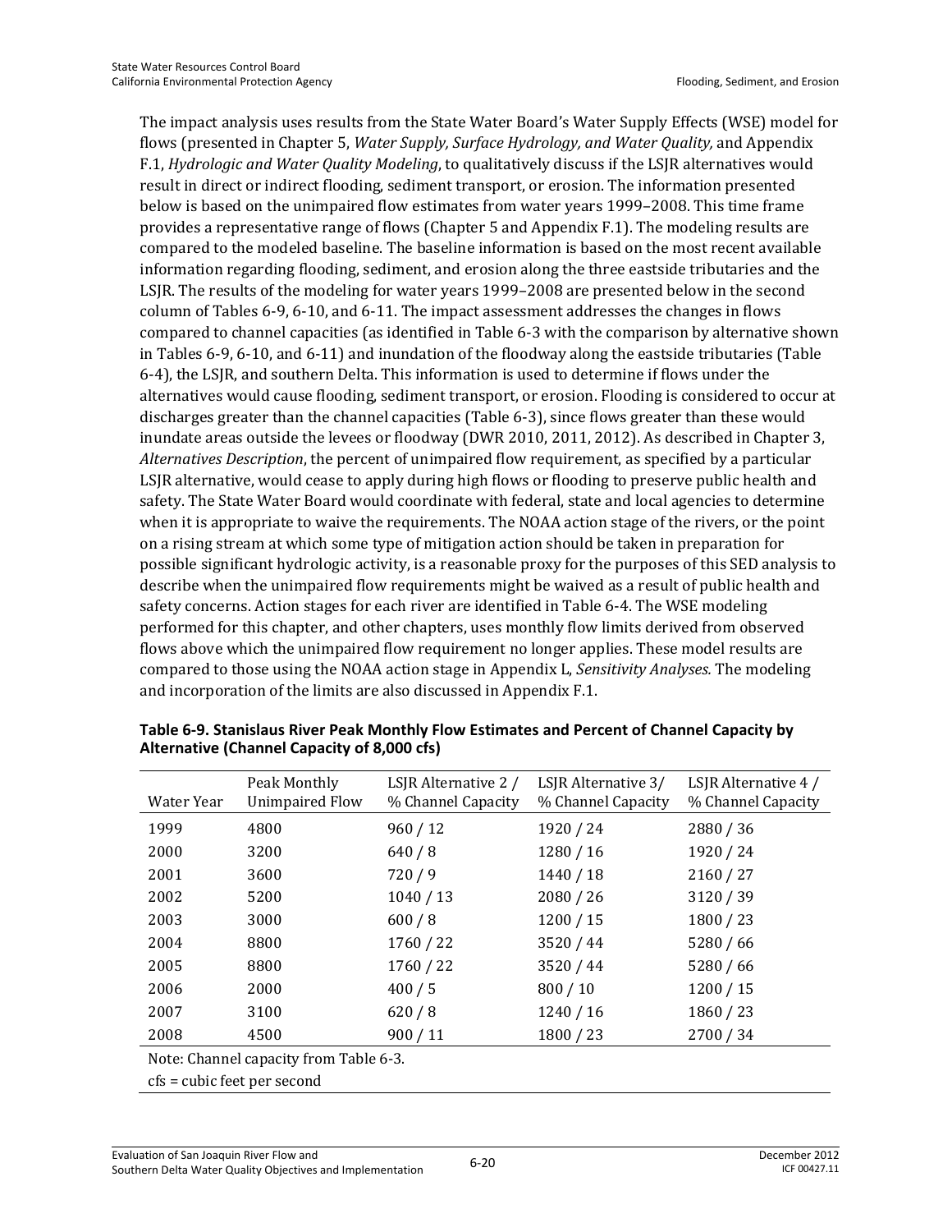The impact analysis uses results from the State Water Board's Water Supply Effects (WSE) model for flows (presented in Chapter 5, *Water Supply, Surface Hydrology, and Water Quality,* and Appendix F.1, *Hydrologic and Water Quality Modeling*, to qualitatively discuss if the LSJR alternatives would result in direct or indirect flooding, sediment transport, or erosion. The information presented below is based on the unimpaired flow estimates from water years 1999–2008. This time frame provides a representative range of flows (Chapter 5 and Appendix F.1). The modeling results are compared to the modeled baseline. The baseline information is based on the most recent available information regarding flooding, sediment, and erosion along the three eastside tributaries and the LSJR. The results of the modeling for water years 1999–2008 are presented below in the second column of Tables 6-9, 6-10, and 6-11. The impact assessment addresses the changes in flows compared to channel capacities (as identified in Table 6-3 with the comparison by alternative shown in Tables 6-9, 6-10, and 6-11) and inundation of the floodway along the eastside tributaries (Table 6-4), the LSJR, and southern Delta. This information is used to determine if flows under the alternatives would cause flooding, sediment transport, or erosion. Flooding is considered to occur at discharges greater than the channel capacities (Table 6-3), since flows greater than these would inundate areas outside the levees or floodway (DWR 2010, 2011, 2012). As described in Chapter 3, *Alternatives Description*, the percent of unimpaired flow requirement, as specified by a particular LSJR alternative, would cease to apply during high flows or flooding to preserve public health and safety. The State Water Board would coordinate with federal, state and local agencies to determine when it is appropriate to waive the requirements. The NOAA action stage of the rivers, or the point on a rising stream at which some type of mitigation action should be taken in preparation for possible significant hydrologic activity, is a reasonable proxy for the purposes of this SED analysis to describe when the unimpaired flow requirements might be waived as a result of public health and safety concerns. Action stages for each river are identified in Table 6-4. The WSE modeling performed for this chapter, and other chapters, uses monthly flow limits derived from observed flows above which the unimpaired flow requirement no longer applies. These model results are compared to those using the NOAA action stage in Appendix L, *Sensitivity Analyses.* The modeling and incorporation of the limits are also discussed in Appendix F.1.

**Table 6-9. Stanislaus River Peak Monthly Flow Estimates and Percent of Channel Capacity by Alternative (Channel Capacity of 8,000 cfs)**

| Water Year | Peak Monthly Unimpaired Flow | LSJR Alternative 2 / % Channel Capacity | LSJR Alternative 3/ % Channel Capacity | LSJR Alternative 4 / % Channel Capacity |
|---|---|---|---|---|
| 1999 | 4800 | 960 / 12 | 1920 / 24 | 2880 / 36 |
| 2000 | 3200 | 640 / 8 | 1280 / 16 | 1920 / 24 |
| 2001 | 3600 | 720 / 9 | 1440 / 18 | 2160 / 27 |
| 2002 | 5200 | 1040 / 13 | 2080 / 26 | 3120 / 39 |
| 2003 | 3000 | 600 / 8 | 1200 / 15 | 1800 / 23 |
| 2004 | 8800 | 1760 / 22 | 3520 / 44 | 5280 / 66 |
| 2005 | 8800 | 1760 / 22 | 3520 / 44 | 5280 / 66 |
| 2006 | 2000 | 400 / 5 | 800 / 10 | 1200 / 15 |
| 2007 | 3100 | 620 / 8 | 1240 / 16 | 1860 / 23 |
| 2008 | 4500 | 900 / 11 | 1800 / 23 | 2700 / 34 |

Note: Channel capacity from Table 6-3.

cfs = cubic feet per second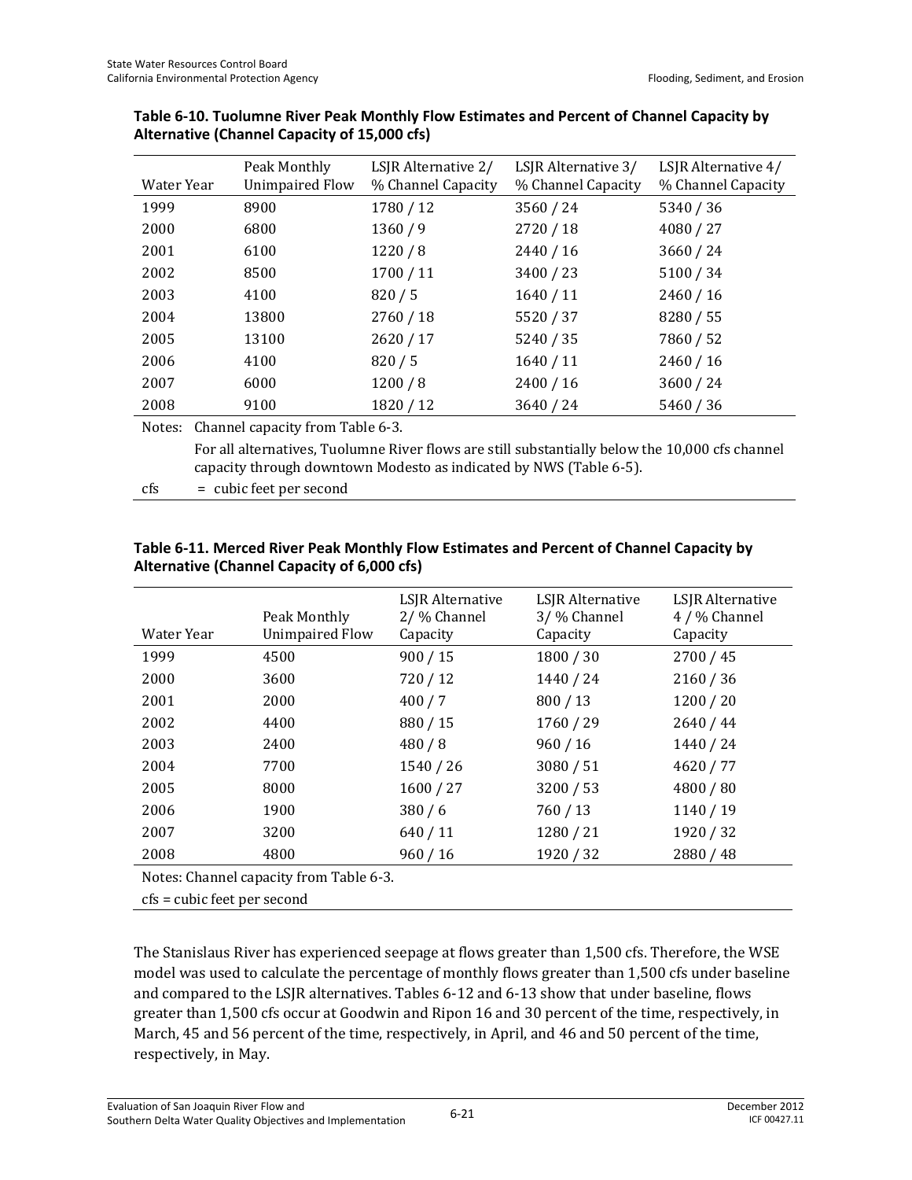**Table 6-10. Tuolumne River Peak Monthly Flow Estimates and Percent of Channel Capacity by Alternative (Channel Capacity of 15,000 cfs)**

| Water Year | Peak Monthly Unimpaired Flow | LSJR Alternative 2/ % Channel Capacity | LSJR Alternative 3/ % Channel Capacity | LSJR Alternative 4/ % Channel Capacity |
|---|---|---|---|---|
| 1999 | 8900 | 1780 / 12 | 3560 / 24 | 5340 / 36 |
| 2000 | 6800 | 1360 / 9 | 2720 / 18 | 4080 / 27 |
| 2001 | 6100 | 1220 / 8 | 2440 / 16 | 3660 / 24 |
| 2002 | 8500 | 1700 / 11 | 3400 / 23 | 5100 / 34 |
| 2003 | 4100 | 820 / 5 | 1640 / 11 | 2460 / 16 |
| 2004 | 13800 | 2760 / 18 | 5520 / 37 | 8280 / 55 |
| 2005 | 13100 | 2620 / 17 | 5240 / 35 | 7860 / 52 |
| 2006 | 4100 | 820 / 5 | 1640 / 11 | 2460 / 16 |
| 2007 | 6000 | 1200 / 8 | 2400 / 16 | 3600 / 24 |
| 2008 | 9100 | 1820 / 12 | 3640 / 24 | 5460 / 36 |

Notes: Channel capacity from Table 6-3.

For all alternatives, Tuolumne River flows are still substantially below the 10,000 cfs channel capacity through downtown Modesto as indicated by NWS (Table 6-5).

cfs = cubic feet per second

**Table 6-11. Merced River Peak Monthly Flow Estimates and Percent of Channel Capacity by Alternative (Channel Capacity of 6,000 cfs)**

| Water Year | Peak Monthly Unimpaired Flow | LSJR Alternative 2/ % Channel Capacity | LSJR Alternative 3/ % Channel Capacity | LSJR Alternative 4 / % Channel Capacity |
|---|---|---|---|---|
| 1999 | 4500 | 900 / 15 | 1800 / 30 | 2700 / 45 |
| 2000 | 3600 | 720 / 12 | 1440 / 24 | 2160 / 36 |
| 2001 | 2000 | 400 / 7 | 800 / 13 | 1200 / 20 |
| 2002 | 4400 | 880 / 15 | 1760 / 29 | 2640 / 44 |
| 2003 | 2400 | 480 / 8 | 960 / 16 | 1440 / 24 |
| 2004 | 7700 | 1540 / 26 | 3080 / 51 | 4620 / 77 |
| 2005 | 8000 | 1600 / 27 | 3200 / 53 | 4800 / 80 |
| 2006 | 1900 | 380 / 6 | 760 / 13 | 1140 / 19 |
| 2007 | 3200 | 640 / 11 | 1280 / 21 | 1920 / 32 |
| 2008 | 4800 | 960 / 16 | 1920 / 32 | 2880 / 48 |

Notes: Channel capacity from Table 6-3.

cfs = cubic feet per second

The Stanislaus River has experienced seepage at flows greater than 1,500 cfs. Therefore, the WSE model was used to calculate the percentage of monthly flows greater than 1,500 cfs under baseline and compared to the LSJR alternatives. Tables 6-12 and 6-13 show that under baseline, flows greater than 1,500 cfs occur at Goodwin and Ripon 16 and 30 percent of the time, respectively, in March, 45 and 56 percent of the time, respectively, in April, and 46 and 50 percent of the time, respectively, in May.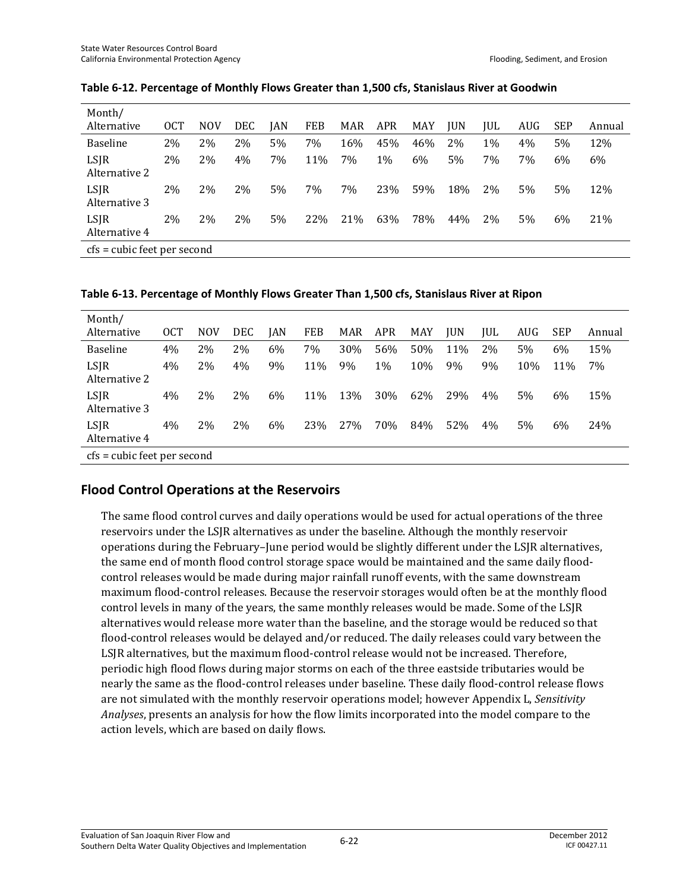**Table 6-12. Percentage of Monthly Flows Greater than 1,500 cfs, Stanislaus River at Goodwin**

| Month/ Alternative | OCT | NOV | DEC | JAN | FEB | MAR | APR | MAY | JUN | JUL | AUG | SEP | Annual |
|---|---|---|---|---|---|---|---|---|---|---|---|---|---|
| Baseline | 2% | 2% | 2% | 5% | 7% | 16% | 45% | 46% | 2% | 1% | 4% | 5% | 12% |
| LSJR Alternative 2 | 2% | 2% | 4% | 7% | 11% | 7% | 1% | 6% | 5% | 7% | 7% | 6% | 6% |
| LSJR Alternative 3 | 2% | 2% | 2% | 5% | 7% | 7% | 23% | 59% | 18% | 2% | 5% | 5% | 12% |
| LSJR Alternative 4 | 2% | 2% | 2% | 5% | 22% | 21% | 63% | 78% | 44% | 2% | 5% | 6% | 21% |

cfs = cubic feet per second

**Table 6-13. Percentage of Monthly Flows Greater Than 1,500 cfs, Stanislaus River at Ripon**

| Month/ Alternative | OCT | NOV | DEC | JAN | FEB | MAR | APR | MAY | JUN | JUL | AUG | SEP | Annual |
|---|---|---|---|---|---|---|---|---|---|---|---|---|---|
| Baseline | 4% | 2% | 2% | 6% | 7% | 30% | 56% | 50% | 11% | 2% | 5% | 6% | 15% |
| LSJR Alternative 2 | 4% | 2% | 4% | 9% | 11% | 9% | 1% | 10% | 9% | 9% | 10% | 11% | 7% |
| LSJR Alternative 3 | 4% | 2% | 2% | 6% | 11% | 13% | 30% | 62% | 29% | 4% | 5% | 6% | 15% |
| LSJR Alternative 4 | 4% | 2% | 2% | 6% | 23% | 27% | 70% | 84% | 52% | 4% | 5% | 6% | 24% |

cfs = cubic feet per second

## Flood Control Operations at the Reservoirs

The same flood control curves and daily operations would be used for actual operations of the three reservoirs under the LSJR alternatives as under the baseline. Although the monthly reservoir operations during the February–June period would be slightly different under the LSJR alternatives, the same end of month flood control storage space would be maintained and the same daily flood-control releases would be made during major rainfall runoff events, with the same downstream maximum flood-control releases. Because the reservoir storages would often be at the monthly flood control levels in many of the years, the same monthly releases would be made. Some of the LSJR alternatives would release more water than the baseline, and the storage would be reduced so that flood-control releases would be delayed and/or reduced. The daily releases could vary between the LSJR alternatives, but the maximum flood-control release would not be increased. Therefore, periodic high flood flows during major storms on each of the three eastside tributaries would be nearly the same as the flood-control releases under baseline. These daily flood-control release flows are not simulated with the monthly reservoir operations model; however Appendix L, *Sensitivity Analyses*, presents an analysis for how the flow limits incorporated into the model compare to the action levels, which are based on daily flows.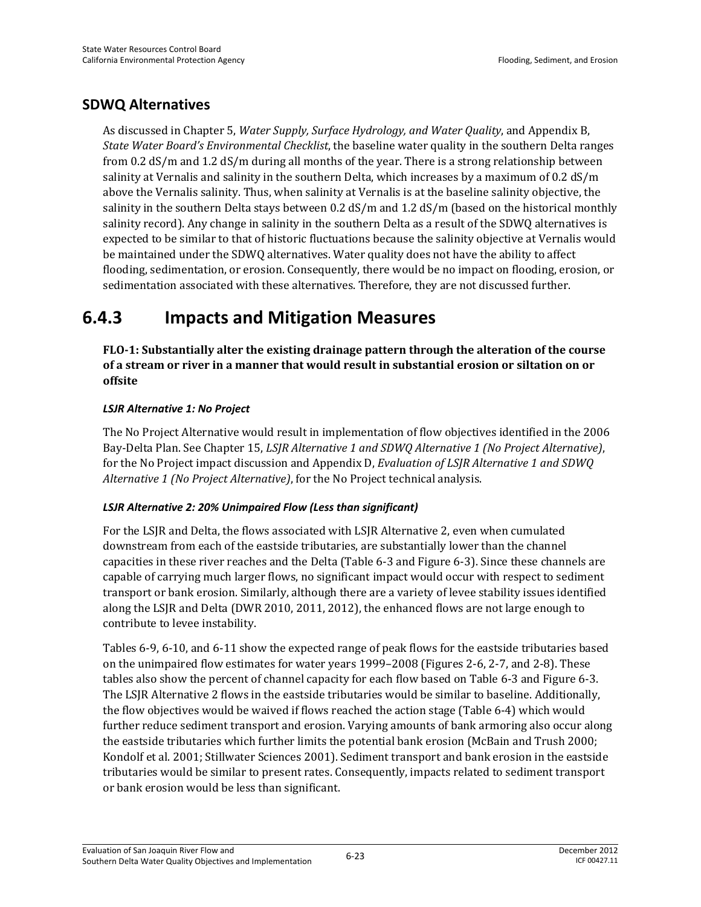## SDWQ Alternatives

As discussed in Chapter 5, *Water Supply, Surface Hydrology, and Water Quality*, and Appendix B, *State Water Board's Environmental Checklist*, the baseline water quality in the southern Delta ranges from 0.2 dS/m and 1.2 dS/m during all months of the year. There is a strong relationship between salinity at Vernalis and salinity in the southern Delta, which increases by a maximum of 0.2 dS/m above the Vernalis salinity. Thus, when salinity at Vernalis is at the baseline salinity objective, the salinity in the southern Delta stays between 0.2 dS/m and 1.2 dS/m (based on the historical monthly salinity record). Any change in salinity in the southern Delta as a result of the SDWQ alternatives is expected to be similar to that of historic fluctuations because the salinity objective at Vernalis would be maintained under the SDWQ alternatives. Water quality does not have the ability to affect flooding, sedimentation, or erosion. Consequently, there would be no impact on flooding, erosion, or sedimentation associated with these alternatives. Therefore, they are not discussed further.

# 6.4.3 Impacts and Mitigation Measures

**FLO-1: Substantially alter the existing drainage pattern through the alteration of the course of a stream or river in a manner that would result in substantial erosion or siltation on or offsite**

***LSJR Alternative 1: No Project***

The No Project Alternative would result in implementation of flow objectives identified in the 2006 Bay-Delta Plan. See Chapter 15, *LSJR Alternative 1 and SDWQ Alternative 1 (No Project Alternative)*, for the No Project impact discussion and Appendix D, *Evaluation of LSJR Alternative 1 and SDWQ Alternative 1 (No Project Alternative)*, for the No Project technical analysis.

***LSJR Alternative 2: 20% Unimpaired Flow (Less than significant)***

For the LSJR and Delta, the flows associated with LSJR Alternative 2, even when cumulated downstream from each of the eastside tributaries, are substantially lower than the channel capacities in these river reaches and the Delta (Table 6-3 and Figure 6-3). Since these channels are capable of carrying much larger flows, no significant impact would occur with respect to sediment transport or bank erosion. Similarly, although there are a variety of levee stability issues identified along the LSJR and Delta (DWR 2010, 2011, 2012), the enhanced flows are not large enough to contribute to levee instability.

Tables 6-9, 6-10, and 6-11 show the expected range of peak flows for the eastside tributaries based on the unimpaired flow estimates for water years 1999–2008 (Figures 2-6, 2-7, and 2-8). These tables also show the percent of channel capacity for each flow based on Table 6-3 and Figure 6-3. The LSJR Alternative 2 flows in the eastside tributaries would be similar to baseline. Additionally, the flow objectives would be waived if flows reached the action stage (Table 6-4) which would further reduce sediment transport and erosion. Varying amounts of bank armoring also occur along the eastside tributaries which further limits the potential bank erosion (McBain and Trush 2000; Kondolf et al. 2001; Stillwater Sciences 2001). Sediment transport and bank erosion in the eastside tributaries would be similar to present rates. Consequently, impacts related to sediment transport or bank erosion would be less than significant.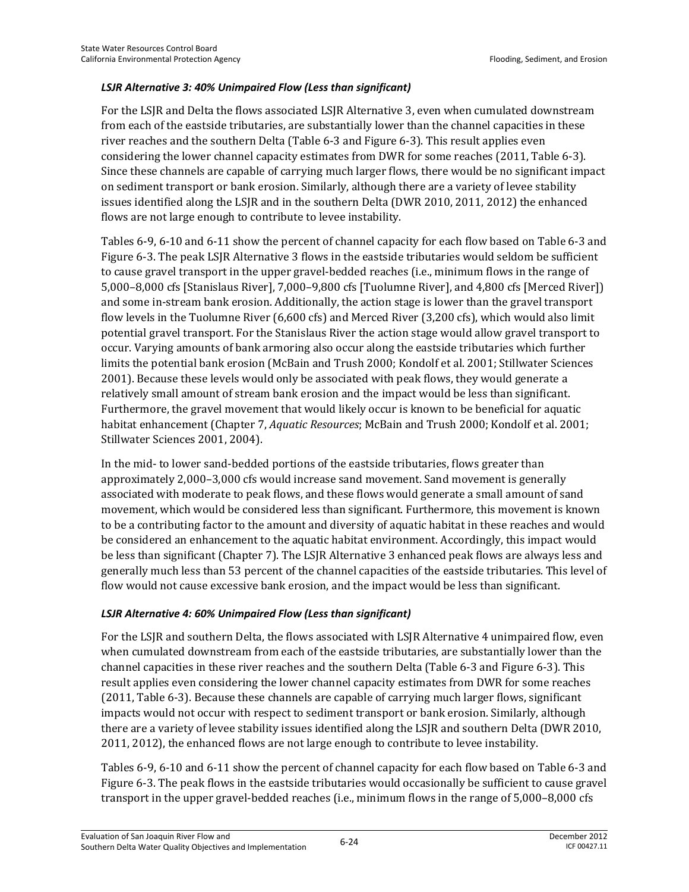### *LSJR Alternative 3: 40% Unimpaired Flow (Less than significant)*

For the LSJR and Delta the flows associated LSJR Alternative 3, even when cumulated downstream from each of the eastside tributaries, are substantially lower than the channel capacities in these river reaches and the southern Delta (Table 6-3 and Figure 6-3). This result applies even considering the lower channel capacity estimates from DWR for some reaches (2011, Table 6-3). Since these channels are capable of carrying much larger flows, there would be no significant impact on sediment transport or bank erosion. Similarly, although there are a variety of levee stability issues identified along the LSJR and in the southern Delta (DWR 2010, 2011, 2012) the enhanced flows are not large enough to contribute to levee instability.

Tables 6-9, 6-10 and 6-11 show the percent of channel capacity for each flow based on Table 6-3 and Figure 6-3. The peak LSJR Alternative 3 flows in the eastside tributaries would seldom be sufficient to cause gravel transport in the upper gravel-bedded reaches (i.e., minimum flows in the range of 5,000–8,000 cfs [Stanislaus River], 7,000–9,800 cfs [Tuolumne River], and 4,800 cfs [Merced River]) and some in-stream bank erosion. Additionally, the action stage is lower than the gravel transport flow levels in the Tuolumne River (6,600 cfs) and Merced River (3,200 cfs), which would also limit potential gravel transport. For the Stanislaus River the action stage would allow gravel transport to occur. Varying amounts of bank armoring also occur along the eastside tributaries which further limits the potential bank erosion (McBain and Trush 2000; Kondolf et al. 2001; Stillwater Sciences 2001). Because these levels would only be associated with peak flows, they would generate a relatively small amount of stream bank erosion and the impact would be less than significant. Furthermore, the gravel movement that would likely occur is known to be beneficial for aquatic habitat enhancement (Chapter 7, *Aquatic Resources*; McBain and Trush 2000; Kondolf et al. 2001; Stillwater Sciences 2001, 2004).

In the mid- to lower sand-bedded portions of the eastside tributaries, flows greater than approximately 2,000–3,000 cfs would increase sand movement. Sand movement is generally associated with moderate to peak flows, and these flows would generate a small amount of sand movement, which would be considered less than significant. Furthermore, this movement is known to be a contributing factor to the amount and diversity of aquatic habitat in these reaches and would be considered an enhancement to the aquatic habitat environment. Accordingly, this impact would be less than significant (Chapter 7). The LSJR Alternative 3 enhanced peak flows are always less and generally much less than 53 percent of the channel capacities of the eastside tributaries. This level of flow would not cause excessive bank erosion, and the impact would be less than significant.

### *LSJR Alternative 4: 60% Unimpaired Flow (Less than significant)*

For the LSJR and southern Delta, the flows associated with LSJR Alternative 4 unimpaired flow, even when cumulated downstream from each of the eastside tributaries, are substantially lower than the channel capacities in these river reaches and the southern Delta (Table 6-3 and Figure 6-3). This result applies even considering the lower channel capacity estimates from DWR for some reaches (2011, Table 6-3). Because these channels are capable of carrying much larger flows, significant impacts would not occur with respect to sediment transport or bank erosion. Similarly, although there are a variety of levee stability issues identified along the LSJR and southern Delta (DWR 2010, 2011, 2012), the enhanced flows are not large enough to contribute to levee instability.

Tables 6-9, 6-10 and 6-11 show the percent of channel capacity for each flow based on Table 6-3 and Figure 6-3. The peak flows in the eastside tributaries would occasionally be sufficient to cause gravel transport in the upper gravel-bedded reaches (i.e., minimum flows in the range of 5,000–8,000 cfs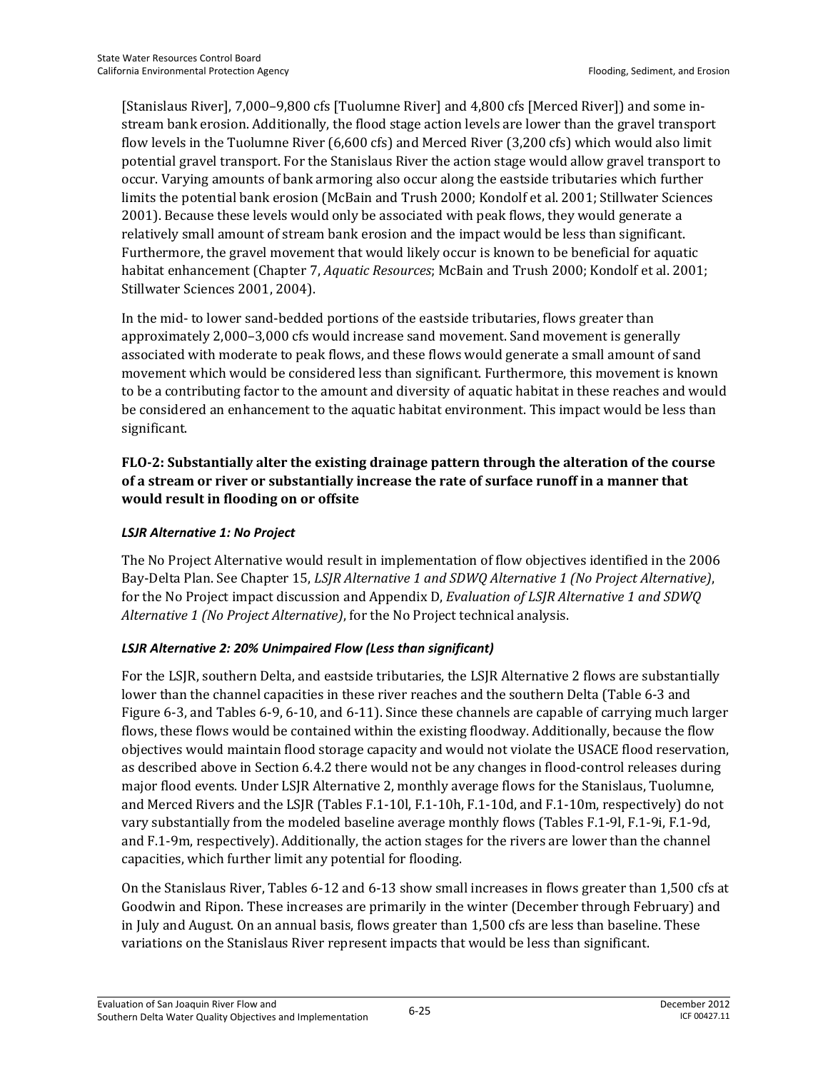[Stanislaus River], 7,000–9,800 cfs [Tuolumne River] and 4,800 cfs [Merced River]) and some in-stream bank erosion. Additionally, the flood stage action levels are lower than the gravel transport flow levels in the Tuolumne River (6,600 cfs) and Merced River (3,200 cfs) which would also limit potential gravel transport. For the Stanislaus River the action stage would allow gravel transport to occur. Varying amounts of bank armoring also occur along the eastside tributaries which further limits the potential bank erosion (McBain and Trush 2000; Kondolf et al. 2001; Stillwater Sciences 2001). Because these levels would only be associated with peak flows, they would generate a relatively small amount of stream bank erosion and the impact would be less than significant. Furthermore, the gravel movement that would likely occur is known to be beneficial for aquatic habitat enhancement (Chapter 7, *Aquatic Resources*; McBain and Trush 2000; Kondolf et al. 2001; Stillwater Sciences 2001, 2004).

In the mid- to lower sand-bedded portions of the eastside tributaries, flows greater than approximately 2,000–3,000 cfs would increase sand movement. Sand movement is generally associated with moderate to peak flows, and these flows would generate a small amount of sand movement which would be considered less than significant. Furthermore, this movement is known to be a contributing factor to the amount and diversity of aquatic habitat in these reaches and would be considered an enhancement to the aquatic habitat environment. This impact would be less than significant.

**FLO-2: Substantially alter the existing drainage pattern through the alteration of the course of a stream or river or substantially increase the rate of surface runoff in a manner that would result in flooding on or offsite**

***LSJR Alternative 1: No Project***

The No Project Alternative would result in implementation of flow objectives identified in the 2006 Bay-Delta Plan. See Chapter 15, *LSJR Alternative 1 and SDWQ Alternative 1 (No Project Alternative)*, for the No Project impact discussion and Appendix D, *Evaluation of LSJR Alternative 1 and SDWQ Alternative 1 (No Project Alternative)*, for the No Project technical analysis.

***LSJR Alternative 2: 20% Unimpaired Flow (Less than significant)***

For the LSJR, southern Delta, and eastside tributaries, the LSJR Alternative 2 flows are substantially lower than the channel capacities in these river reaches and the southern Delta (Table 6-3 and Figure 6-3, and Tables 6-9, 6-10, and 6-11). Since these channels are capable of carrying much larger flows, these flows would be contained within the existing floodway. Additionally, because the flow objectives would maintain flood storage capacity and would not violate the USACE flood reservation, as described above in Section 6.4.2 there would not be any changes in flood-control releases during major flood events. Under LSJR Alternative 2, monthly average flows for the Stanislaus, Tuolumne, and Merced Rivers and the LSJR (Tables F.1-10l, F.1-10h, F.1-10d, and F.1-10m, respectively) do not vary substantially from the modeled baseline average monthly flows (Tables F.1-9l, F.1-9i, F.1-9d, and F.1-9m, respectively). Additionally, the action stages for the rivers are lower than the channel capacities, which further limit any potential for flooding.

On the Stanislaus River, Tables 6-12 and 6-13 show small increases in flows greater than 1,500 cfs at Goodwin and Ripon. These increases are primarily in the winter (December through February) and in July and August. On an annual basis, flows greater than 1,500 cfs are less than baseline. These variations on the Stanislaus River represent impacts that would be less than significant.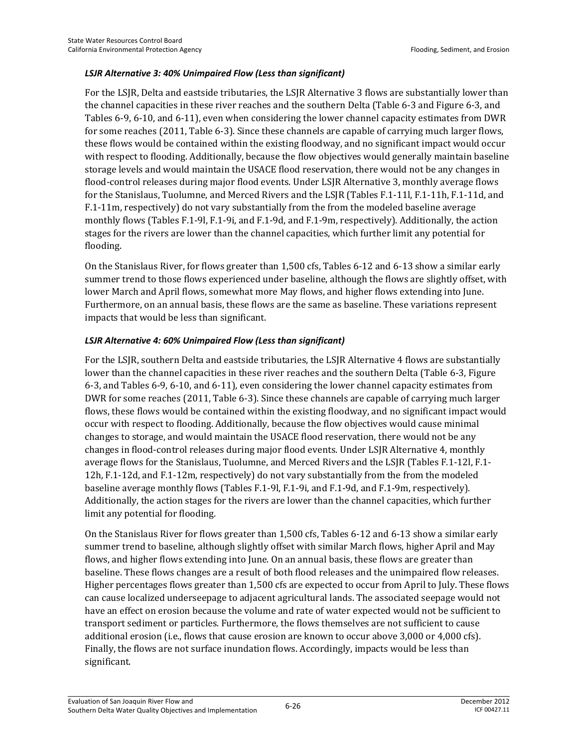#### *LSJR Alternative 3: 40% Unimpaired Flow (Less than significant)*

For the LSJR, Delta and eastside tributaries, the LSJR Alternative 3 flows are substantially lower than the channel capacities in these river reaches and the southern Delta (Table 6-3 and Figure 6-3, and Tables 6-9, 6-10, and 6-11), even when considering the lower channel capacity estimates from DWR for some reaches (2011, Table 6-3). Since these channels are capable of carrying much larger flows, these flows would be contained within the existing floodway, and no significant impact would occur with respect to flooding. Additionally, because the flow objectives would generally maintain baseline storage levels and would maintain the USACE flood reservation, there would not be any changes in flood-control releases during major flood events. Under LSJR Alternative 3, monthly average flows for the Stanislaus, Tuolumne, and Merced Rivers and the LSJR (Tables F.1-11l, F.1-11h, F.1-11d, and F.1-11m, respectively) do not vary substantially from the from the modeled baseline average monthly flows (Tables F.1-9l, F.1-9i, and F.1-9d, and F.1-9m, respectively). Additionally, the action stages for the rivers are lower than the channel capacities, which further limit any potential for flooding.

On the Stanislaus River, for flows greater than 1,500 cfs, Tables 6-12 and 6-13 show a similar early summer trend to those flows experienced under baseline, although the flows are slightly offset, with lower March and April flows, somewhat more May flows, and higher flows extending into June. Furthermore, on an annual basis, these flows are the same as baseline. These variations represent impacts that would be less than significant.

#### *LSJR Alternative 4: 60% Unimpaired Flow (Less than significant)*

For the LSJR, southern Delta and eastside tributaries, the LSJR Alternative 4 flows are substantially lower than the channel capacities in these river reaches and the southern Delta (Table 6-3, Figure 6-3, and Tables 6-9, 6-10, and 6-11), even considering the lower channel capacity estimates from DWR for some reaches (2011, Table 6-3). Since these channels are capable of carrying much larger flows, these flows would be contained within the existing floodway, and no significant impact would occur with respect to flooding. Additionally, because the flow objectives would cause minimal changes to storage, and would maintain the USACE flood reservation, there would not be any changes in flood-control releases during major flood events. Under LSJR Alternative 4, monthly average flows for the Stanislaus, Tuolumne, and Merced Rivers and the LSJR (Tables F.1-12l, F.1-12h, F.1-12d, and F.1-12m, respectively) do not vary substantially from the from the modeled baseline average monthly flows (Tables F.1-9l, F.1-9i, and F.1-9d, and F.1-9m, respectively). Additionally, the action stages for the rivers are lower than the channel capacities, which further limit any potential for flooding.

On the Stanislaus River for flows greater than 1,500 cfs, Tables 6-12 and 6-13 show a similar early summer trend to baseline, although slightly offset with similar March flows, higher April and May flows, and higher flows extending into June. On an annual basis, these flows are greater than baseline. These flows changes are a result of both flood releases and the unimpaired flow releases. Higher percentages flows greater than 1,500 cfs are expected to occur from April to July. These flows can cause localized underseepage to adjacent agricultural lands. The associated seepage would not have an effect on erosion because the volume and rate of water expected would not be sufficient to transport sediment or particles. Furthermore, the flows themselves are not sufficient to cause additional erosion (i.e., flows that cause erosion are known to occur above 3,000 or 4,000 cfs). Finally, the flows are not surface inundation flows. Accordingly, impacts would be less than significant.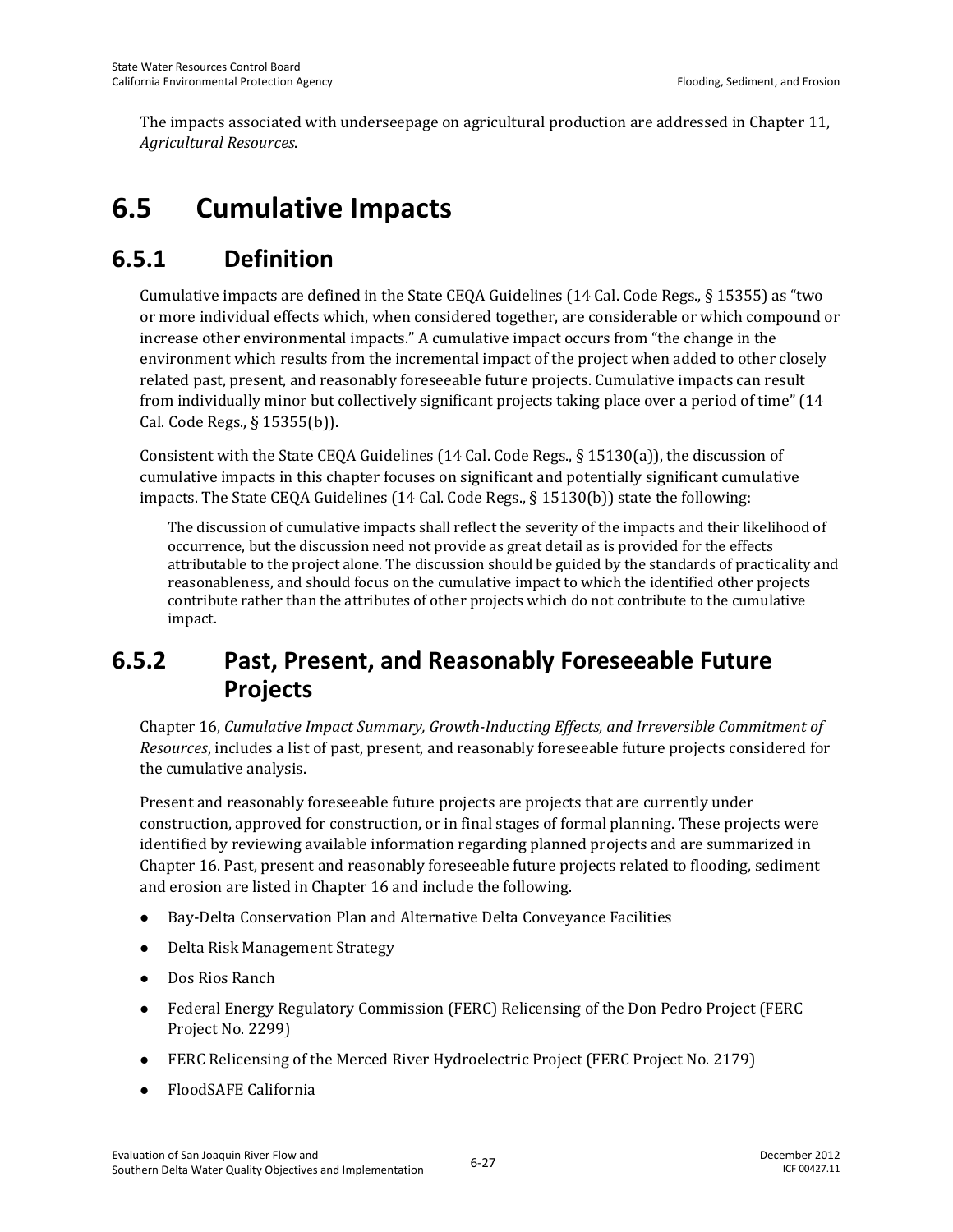The impacts associated with underseepage on agricultural production are addressed in Chapter 11, *Agricultural Resources*.

# 6.5 Cumulative Impacts

## 6.5.1 Definition

Cumulative impacts are defined in the State CEQA Guidelines (14 Cal. Code Regs., § 15355) as "two or more individual effects which, when considered together, are considerable or which compound or increase other environmental impacts." A cumulative impact occurs from "the change in the environment which results from the incremental impact of the project when added to other closely related past, present, and reasonably foreseeable future projects. Cumulative impacts can result from individually minor but collectively significant projects taking place over a period of time" (14 Cal. Code Regs., § 15355(b)).

Consistent with the State CEQA Guidelines (14 Cal. Code Regs., § 15130(a)), the discussion of cumulative impacts in this chapter focuses on significant and potentially significant cumulative impacts. The State CEQA Guidelines (14 Cal. Code Regs., § 15130(b)) state the following:

> The discussion of cumulative impacts shall reflect the severity of the impacts and their likelihood of occurrence, but the discussion need not provide as great detail as is provided for the effects attributable to the project alone. The discussion should be guided by the standards of practicality and reasonableness, and should focus on the cumulative impact to which the identified other projects contribute rather than the attributes of other projects which do not contribute to the cumulative impact.

## 6.5.2 Past, Present, and Reasonably Foreseeable Future Projects

Chapter 16, *Cumulative Impact Summary, Growth-Inducting Effects, and Irreversible Commitment of Resources*, includes a list of past, present, and reasonably foreseeable future projects considered for the cumulative analysis.

Present and reasonably foreseeable future projects are projects that are currently under construction, approved for construction, or in final stages of formal planning. These projects were identified by reviewing available information regarding planned projects and are summarized in Chapter 16. Past, present and reasonably foreseeable future projects related to flooding, sediment and erosion are listed in Chapter 16 and include the following.

- Bay-Delta Conservation Plan and Alternative Delta Conveyance Facilities
- Delta Risk Management Strategy
- Dos Rios Ranch
- Federal Energy Regulatory Commission (FERC) Relicensing of the Don Pedro Project (FERC Project No. 2299)
- FERC Relicensing of the Merced River Hydroelectric Project (FERC Project No. 2179)
- FloodSAFE California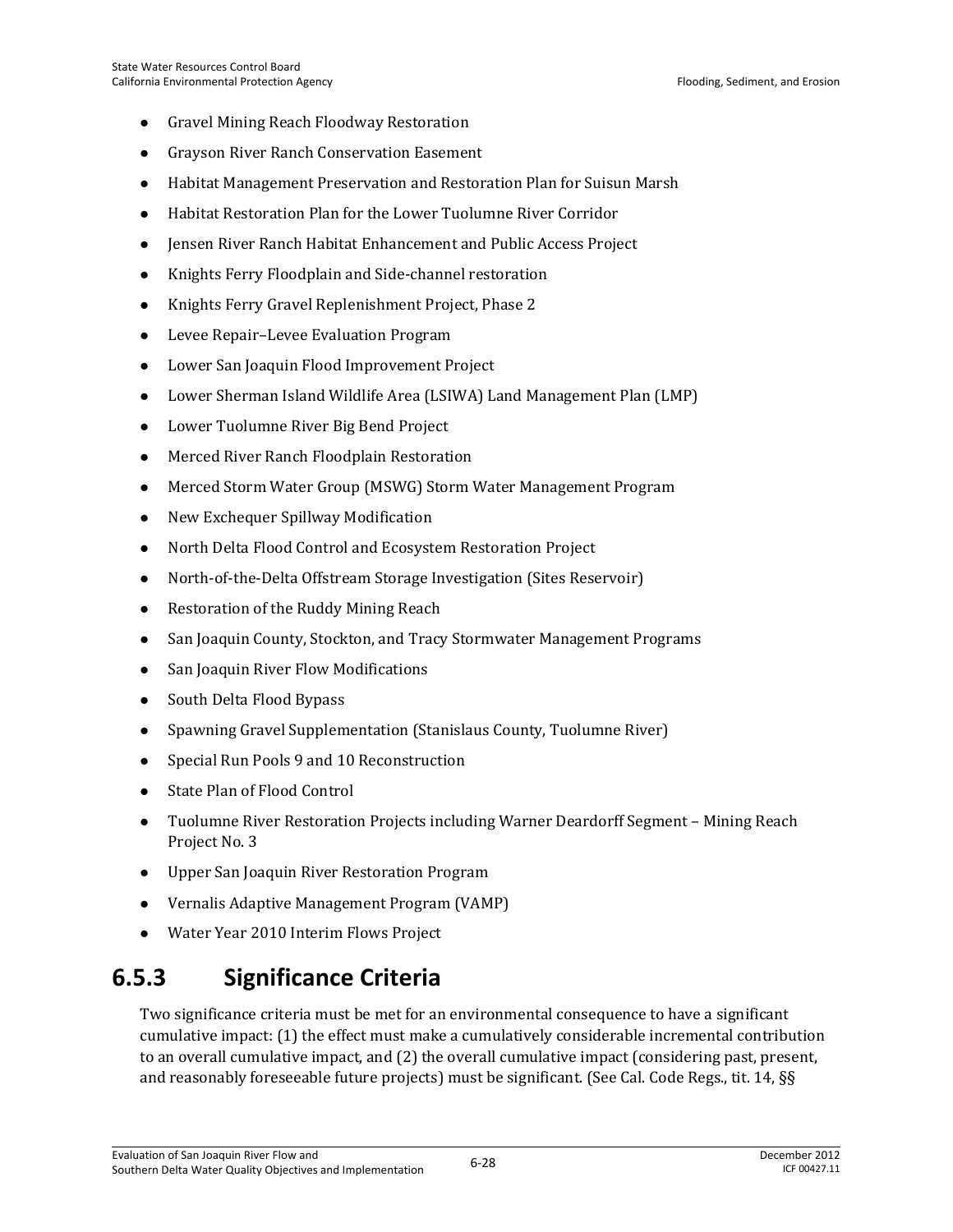- Gravel Mining Reach Floodway Restoration
- Grayson River Ranch Conservation Easement
- Habitat Management Preservation and Restoration Plan for Suisun Marsh
- Habitat Restoration Plan for the Lower Tuolumne River Corridor
- Jensen River Ranch Habitat Enhancement and Public Access Project
- Knights Ferry Floodplain and Side-channel restoration
- Knights Ferry Gravel Replenishment Project, Phase 2
- Levee Repair–Levee Evaluation Program
- Lower San Joaquin Flood Improvement Project
- Lower Sherman Island Wildlife Area (LSIWA) Land Management Plan (LMP)
- Lower Tuolumne River Big Bend Project
- Merced River Ranch Floodplain Restoration
- Merced Storm Water Group (MSWG) Storm Water Management Program
- New Exchequer Spillway Modification
- North Delta Flood Control and Ecosystem Restoration Project
- North-of-the-Delta Offstream Storage Investigation (Sites Reservoir)
- Restoration of the Ruddy Mining Reach
- San Joaquin County, Stockton, and Tracy Stormwater Management Programs
- San Joaquin River Flow Modifications
- South Delta Flood Bypass
- Spawning Gravel Supplementation (Stanislaus County, Tuolumne River)
- Special Run Pools 9 and 10 Reconstruction
- State Plan of Flood Control
- Tuolumne River Restoration Projects including Warner Deardorff Segment – Mining Reach Project No. 3
- Upper San Joaquin River Restoration Program
- Vernalis Adaptive Management Program (VAMP)
- Water Year 2010 Interim Flows Project

## 6.5.3 Significance Criteria

Two significance criteria must be met for an environmental consequence to have a significant cumulative impact: (1) the effect must make a cumulatively considerable incremental contribution to an overall cumulative impact, and (2) the overall cumulative impact (considering past, present, and reasonably foreseeable future projects) must be significant. (See Cal. Code Regs., tit. 14, §§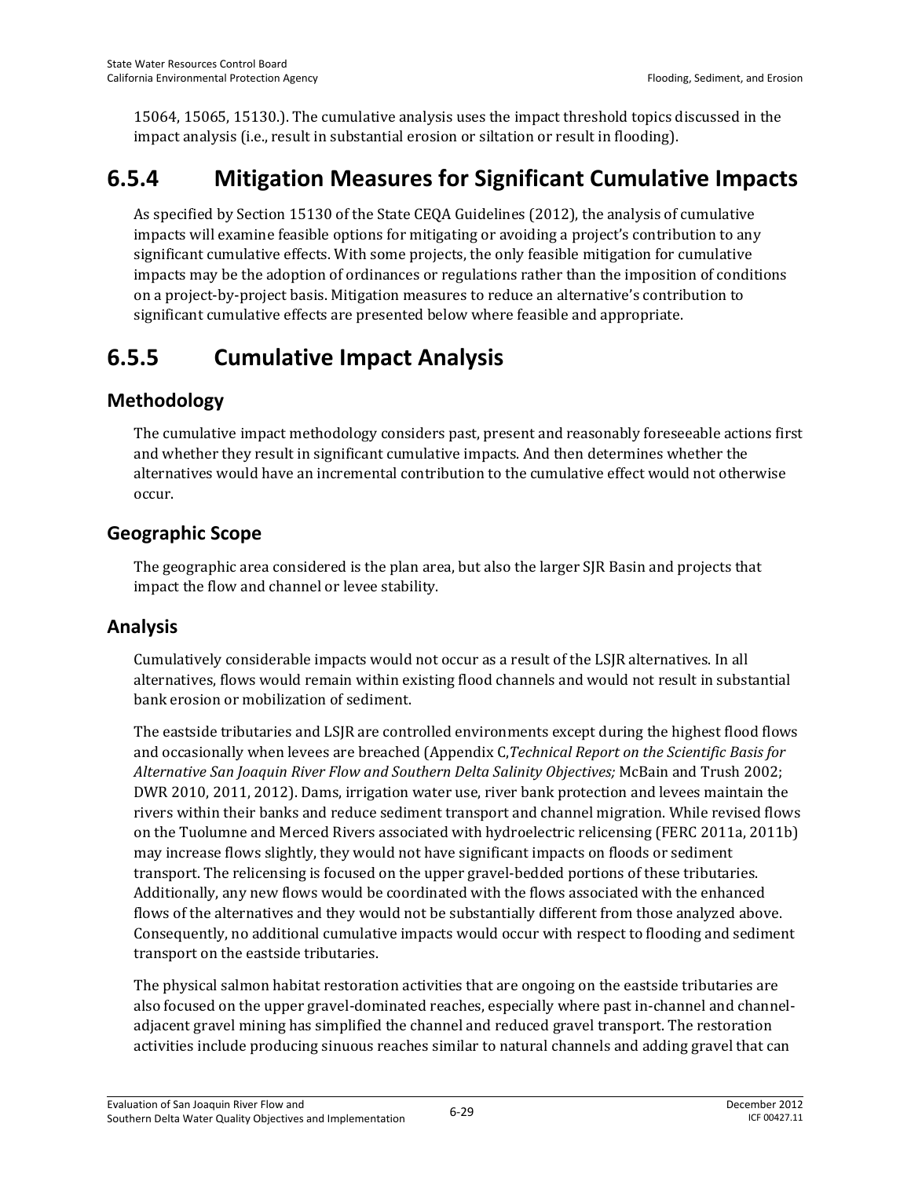15064, 15065, 15130.). The cumulative analysis uses the impact threshold topics discussed in the impact analysis (i.e., result in substantial erosion or siltation or result in flooding).

## 6.5.4 Mitigation Measures for Significant Cumulative Impacts

As specified by Section 15130 of the State CEQA Guidelines (2012), the analysis of cumulative impacts will examine feasible options for mitigating or avoiding a project's contribution to any significant cumulative effects. With some projects, the only feasible mitigation for cumulative impacts may be the adoption of ordinances or regulations rather than the imposition of conditions on a project-by-project basis. Mitigation measures to reduce an alternative's contribution to significant cumulative effects are presented below where feasible and appropriate.

## 6.5.5 Cumulative Impact Analysis

### Methodology

The cumulative impact methodology considers past, present and reasonably foreseeable actions first and whether they result in significant cumulative impacts. And then determines whether the alternatives would have an incremental contribution to the cumulative effect would not otherwise occur.

### Geographic Scope

The geographic area considered is the plan area, but also the larger SJR Basin and projects that impact the flow and channel or levee stability.

### Analysis

Cumulatively considerable impacts would not occur as a result of the LSJR alternatives. In all alternatives, flows would remain within existing flood channels and would not result in substantial bank erosion or mobilization of sediment.

The eastside tributaries and LSJR are controlled environments except during the highest flood flows and occasionally when levees are breached (Appendix C, *Technical Report on the Scientific Basis for Alternative San Joaquin River Flow and Southern Delta Salinity Objectives;* McBain and Trush 2002; DWR 2010, 2011, 2012). Dams, irrigation water use, river bank protection and levees maintain the rivers within their banks and reduce sediment transport and channel migration. While revised flows on the Tuolumne and Merced Rivers associated with hydroelectric relicensing (FERC 2011a, 2011b) may increase flows slightly, they would not have significant impacts on floods or sediment transport. The relicensing is focused on the upper gravel-bedded portions of these tributaries. Additionally, any new flows would be coordinated with the flows associated with the enhanced flows of the alternatives and they would not be substantially different from those analyzed above. Consequently, no additional cumulative impacts would occur with respect to flooding and sediment transport on the eastside tributaries.

The physical salmon habitat restoration activities that are ongoing on the eastside tributaries are also focused on the upper gravel-dominated reaches, especially where past in-channel and channel-adjacent gravel mining has simplified the channel and reduced gravel transport. The restoration activities include producing sinuous reaches similar to natural channels and adding gravel that can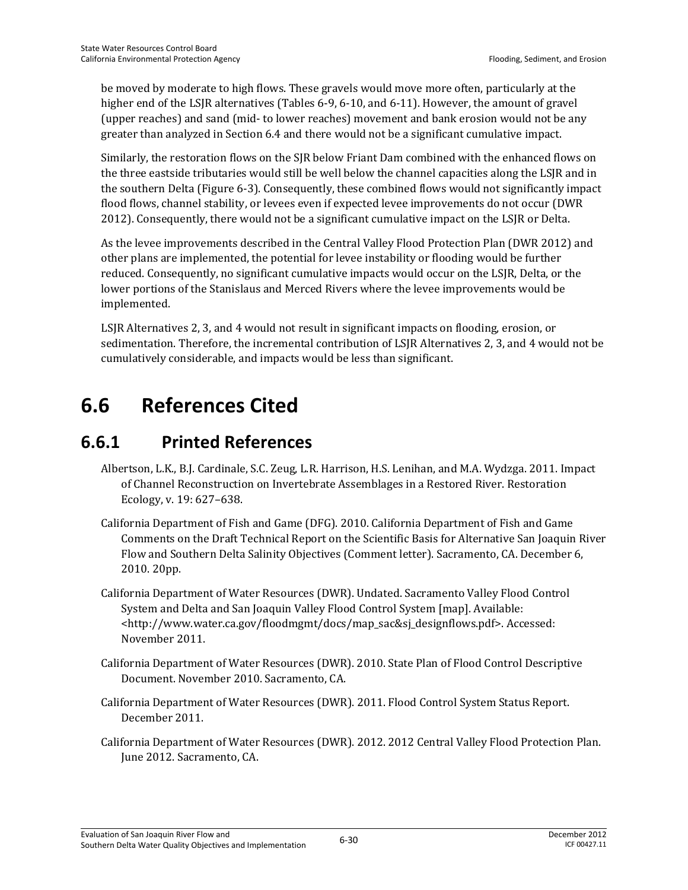be moved by moderate to high flows. These gravels would move more often, particularly at the higher end of the LSJR alternatives (Tables 6-9, 6-10, and 6-11). However, the amount of gravel (upper reaches) and sand (mid- to lower reaches) movement and bank erosion would not be any greater than analyzed in Section 6.4 and there would not be a significant cumulative impact.

Similarly, the restoration flows on the SJR below Friant Dam combined with the enhanced flows on the three eastside tributaries would still be well below the channel capacities along the LSJR and in the southern Delta (Figure 6-3). Consequently, these combined flows would not significantly impact flood flows, channel stability, or levees even if expected levee improvements do not occur (DWR 2012). Consequently, there would not be a significant cumulative impact on the LSJR or Delta.

As the levee improvements described in the Central Valley Flood Protection Plan (DWR 2012) and other plans are implemented, the potential for levee instability or flooding would be further reduced. Consequently, no significant cumulative impacts would occur on the LSJR, Delta, or the lower portions of the Stanislaus and Merced Rivers where the levee improvements would be implemented.

LSJR Alternatives 2, 3, and 4 would not result in significant impacts on flooding, erosion, or sedimentation. Therefore, the incremental contribution of LSJR Alternatives 2, 3, and 4 would not be cumulatively considerable, and impacts would be less than significant.

# 6.6 References Cited

## 6.6.1 Printed References

Albertson, L.K., B.J. Cardinale, S.C. Zeug, L.R. Harrison, H.S. Lenihan, and M.A. Wydzga. 2011. Impact of Channel Reconstruction on Invertebrate Assemblages in a Restored River. Restoration Ecology, v. 19: 627–638.

California Department of Fish and Game (DFG). 2010. California Department of Fish and Game Comments on the Draft Technical Report on the Scientific Basis for Alternative San Joaquin River Flow and Southern Delta Salinity Objectives (Comment letter). Sacramento, CA. December 6, 2010. 20pp.

California Department of Water Resources (DWR). Undated. Sacramento Valley Flood Control System and Delta and San Joaquin Valley Flood Control System [map]. Available: <http://www.water.ca.gov/floodmgmt/docs/map_sac&sj_designflows.pdf>. Accessed: November 2011.

California Department of Water Resources (DWR). 2010. State Plan of Flood Control Descriptive Document. November 2010. Sacramento, CA.

California Department of Water Resources (DWR). 2011. Flood Control System Status Report. December 2011.

California Department of Water Resources (DWR). 2012. 2012 Central Valley Flood Protection Plan. June 2012. Sacramento, CA.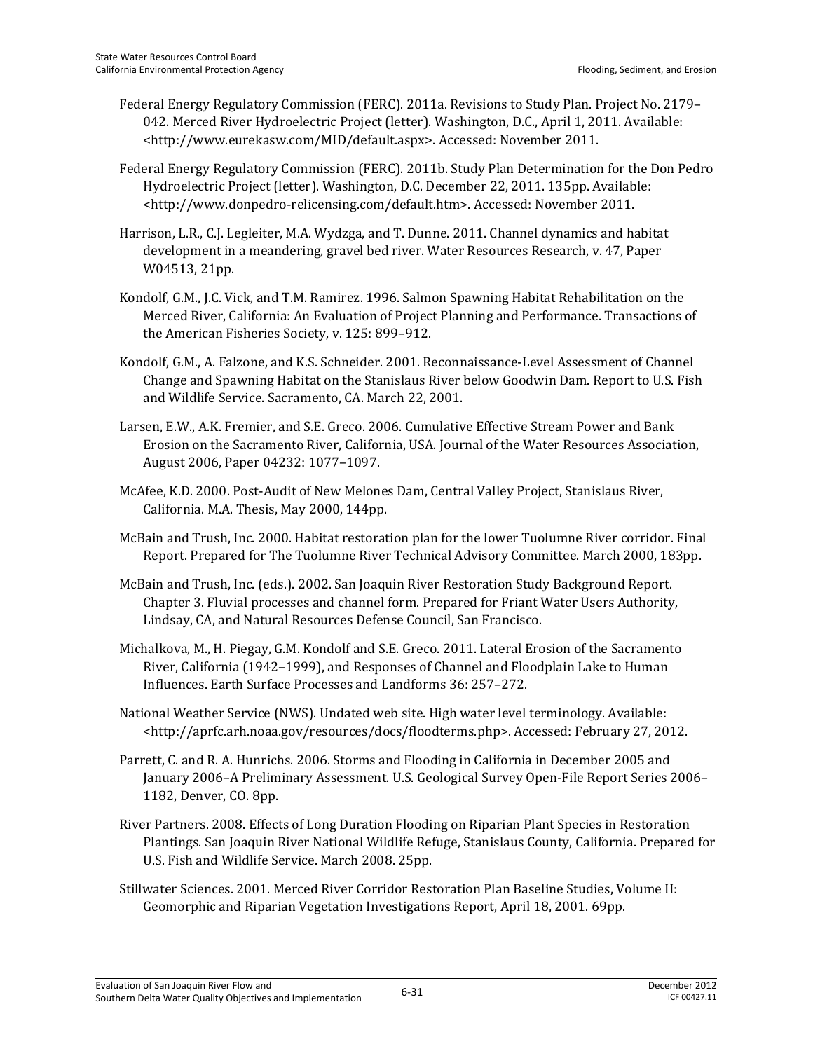Federal Energy Regulatory Commission (FERC). 2011a. Revisions to Study Plan. Project No. 2179–042. Merced River Hydroelectric Project (letter). Washington, D.C., April 1, 2011. Available: <http://www.eurekasw.com/MID/default.aspx>. Accessed: November 2011.

Federal Energy Regulatory Commission (FERC). 2011b. Study Plan Determination for the Don Pedro Hydroelectric Project (letter). Washington, D.C. December 22, 2011. 135pp. Available: <http://www.donpedro-relicensing.com/default.htm>. Accessed: November 2011.

Harrison, L.R., C.J. Legleiter, M.A. Wydzga, and T. Dunne. 2011. Channel dynamics and habitat development in a meandering, gravel bed river. Water Resources Research, v. 47, Paper W04513, 21pp.

Kondolf, G.M., J.C. Vick, and T.M. Ramirez. 1996. Salmon Spawning Habitat Rehabilitation on the Merced River, California: An Evaluation of Project Planning and Performance. Transactions of the American Fisheries Society, v. 125: 899–912.

Kondolf, G.M., A. Falzone, and K.S. Schneider. 2001. Reconnaissance-Level Assessment of Channel Change and Spawning Habitat on the Stanislaus River below Goodwin Dam. Report to U.S. Fish and Wildlife Service. Sacramento, CA. March 22, 2001.

Larsen, E.W., A.K. Fremier, and S.E. Greco. 2006. Cumulative Effective Stream Power and Bank Erosion on the Sacramento River, California, USA. Journal of the Water Resources Association, August 2006, Paper 04232: 1077–1097.

McAfee, K.D. 2000. Post-Audit of New Melones Dam, Central Valley Project, Stanislaus River, California. M.A. Thesis, May 2000, 144pp.

McBain and Trush, Inc. 2000. Habitat restoration plan for the lower Tuolumne River corridor. Final Report. Prepared for The Tuolumne River Technical Advisory Committee. March 2000, 183pp.

McBain and Trush, Inc. (eds.). 2002. San Joaquin River Restoration Study Background Report. Chapter 3. Fluvial processes and channel form. Prepared for Friant Water Users Authority, Lindsay, CA, and Natural Resources Defense Council, San Francisco.

Michalkova, M., H. Piegay, G.M. Kondolf and S.E. Greco. 2011. Lateral Erosion of the Sacramento River, California (1942–1999), and Responses of Channel and Floodplain Lake to Human Influences. Earth Surface Processes and Landforms 36: 257–272.

National Weather Service (NWS). Undated web site. High water level terminology. Available: <http://aprfc.arh.noaa.gov/resources/docs/floodterms.php>. Accessed: February 27, 2012.

Parrett, C. and R. A. Hunrichs. 2006. Storms and Flooding in California in December 2005 and January 2006–A Preliminary Assessment. U.S. Geological Survey Open-File Report Series 2006–1182, Denver, CO. 8pp.

River Partners. 2008. Effects of Long Duration Flooding on Riparian Plant Species in Restoration Plantings. San Joaquin River National Wildlife Refuge, Stanislaus County, California. Prepared for U.S. Fish and Wildlife Service. March 2008. 25pp.

Stillwater Sciences. 2001. Merced River Corridor Restoration Plan Baseline Studies, Volume II: Geomorphic and Riparian Vegetation Investigations Report, April 18, 2001. 69pp.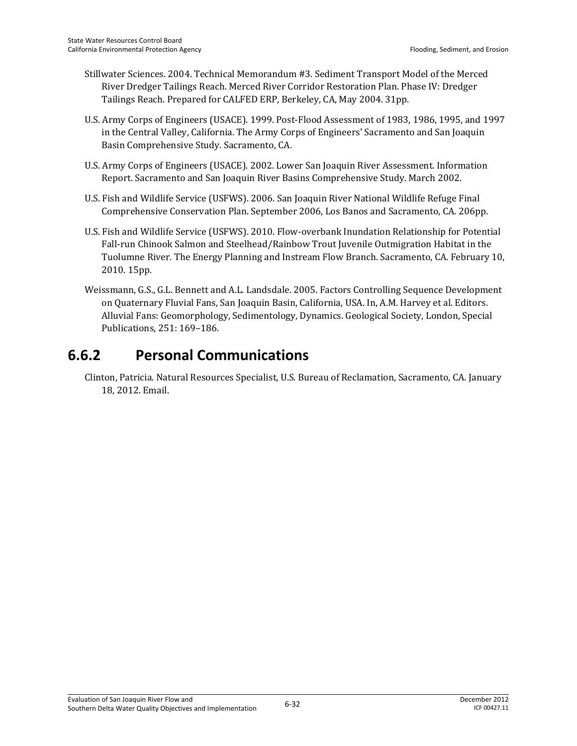Stillwater Sciences. 2004. Technical Memorandum #3. Sediment Transport Model of the Merced River Dredger Tailings Reach. Merced River Corridor Restoration Plan. Phase IV: Dredger Tailings Reach. Prepared for CALFED ERP, Berkeley, CA, May 2004. 31pp.

U.S. Army Corps of Engineers (USACE). 1999. Post-Flood Assessment of 1983, 1986, 1995, and 1997 in the Central Valley, California. The Army Corps of Engineers' Sacramento and San Joaquin Basin Comprehensive Study. Sacramento, CA.

U.S. Army Corps of Engineers (USACE). 2002. Lower San Joaquin River Assessment. Information Report. Sacramento and San Joaquin River Basins Comprehensive Study. March 2002.

U.S. Fish and Wildlife Service (USFWS). 2006. San Joaquin River National Wildlife Refuge Final Comprehensive Conservation Plan. September 2006, Los Banos and Sacramento, CA. 206pp.

U.S. Fish and Wildlife Service (USFWS). 2010. Flow-overbank Inundation Relationship for Potential Fall-run Chinook Salmon and Steelhead/Rainbow Trout Juvenile Outmigration Habitat in the Tuolumne River. The Energy Planning and Instream Flow Branch. Sacramento, CA. February 10, 2010. 15pp.

Weissmann, G.S., G.L. Bennett and A.L. Landsdale. 2005. Factors Controlling Sequence Development on Quaternary Fluvial Fans, San Joaquin Basin, California, USA. In, A.M. Harvey et al. Editors. Alluvial Fans: Geomorphology, Sedimentology, Dynamics. Geological Society, London, Special Publications, 251: 169–186.

## 6.6.2 Personal Communications

Clinton, Patricia. Natural Resources Specialist, U.S. Bureau of Reclamation, Sacramento, CA. January 18, 2012. Email.